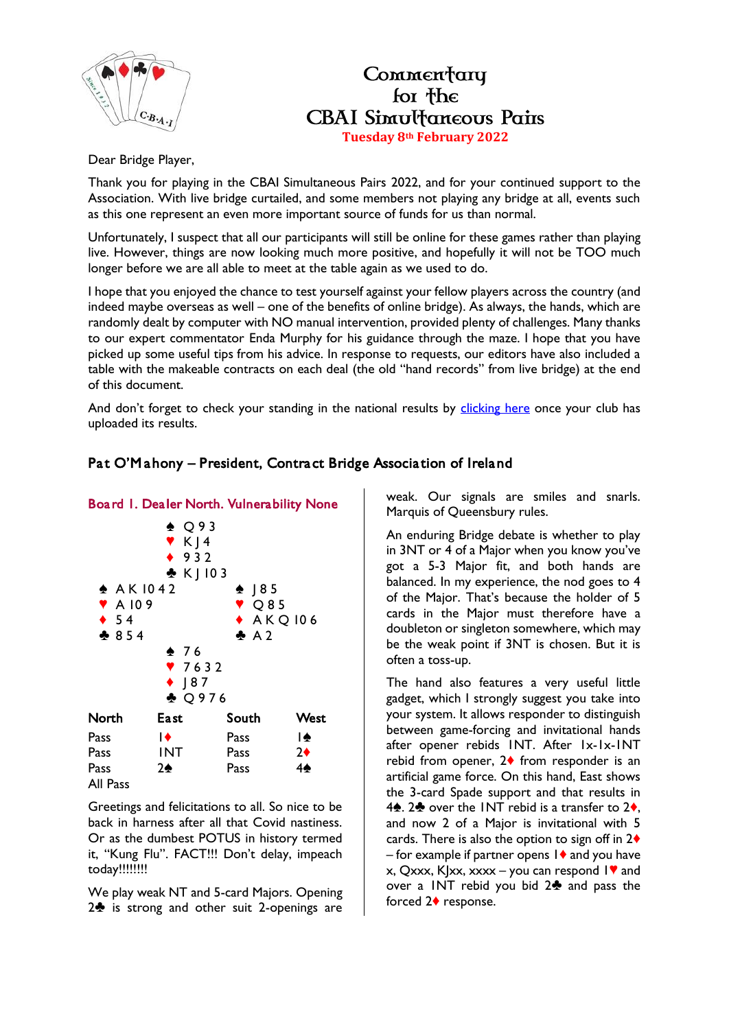# Commentary for the CBAI Simultaneous Pairs

**Tuesday 8th February 2022**

Dear Bridge Player,

Thank you for playing in the CBAI Simultaneous Pairs 2022, and for your continued support to the Association. With live bridge curtailed, and some members not playing any bridge at all, events such as this one represent an even more important source of funds for us than normal.

Unfortunately, I suspect that all our participants will still be online for these games rather than playing live. However, things are now looking much more positive, and hopefully it will not be TOO much longer before we are all able to meet at the table again as we used to do.

I hope that you enjoyed the chance to test yourself against your fellow players across the country (and indeed maybe overseas as well – one of the benefits of online bridge). As always, the hands, which are randomly dealt by computer with NO manual intervention, provided plenty of challenges. Many thanks to our expert commentator Enda Murphy for his guidance through the maze. I hope that you have picked up some useful tips from his advice. In response to requests, our editors have also included a table with the makeable contracts on each deal (the old "hand records" from live bridge) at the end of this document.

And don't forget to check your standing in the national results by clicking here once your club has uploaded its results.

## Pat O'Mahony – President, Contract Bridge Association of Ireland

### Board 1. Dealer North. Vulnerability None

North:
♠ Q 9 3
♥ K J 4
♦ 9 3 2
♣ K J 10 3

West:
♠ A K 10 4 2
♥ A 10 9
♦ 5 4
♣ 8 5 4

East:
♠ J 8 5
♥ Q 8 5
♦ A K Q 10 6
♣ A 2

South:
♠ 7 6
♥ 7 6 3 2
♦ J 8 7
♣ Q 9 7 6

| North | East | South | West |
|---|---|---|---|
| Pass | 1♦ | Pass | 1♠ |
| Pass | 1NT | Pass | 2♦ |
| Pass | 2♠ | Pass | 4♠ |
| All Pass | | | |

Greetings and felicitations to all. So nice to be back in harness after all that Covid nastiness. Or as the dumbest POTUS in history termed it, "Kung Flu". FACT!!! Don't delay, impeach today!!!!!!!!

We play weak NT and 5-card Majors. Opening 2♣ is strong and other suit 2-openings are weak. Our signals are smiles and snarls. Marquis of Queensbury rules.

An enduring Bridge debate is whether to play in 3NT or 4 of a Major when you know you've got a 5-3 Major fit, and both hands are balanced. In my experience, the nod goes to 4 of the Major. That's because the holder of 5 cards in the Major must therefore have a doubleton or singleton somewhere, which may be the weak point if 3NT is chosen. But it is often a toss-up.

The hand also features a very useful little gadget, which I strongly suggest you take into your system. It allows responder to distinguish between game-forcing and invitational hands after opener rebids 1NT. After 1x-1x-1NT rebid from opener, 2♦ from responder is an artificial game force. On this hand, East shows the 3-card Spade support and that results in 4♠. 2♣ over the 1NT rebid is a transfer to 2♦, and now 2 of a Major is invitational with 5 cards. There is also the option to sign off in 2♦ – for example if partner opens 1♦ and you have x, Qxxx, KJxx, xxxx – you can respond 1♥ and over a 1NT rebid you bid 2♣ and pass the forced 2♦ response.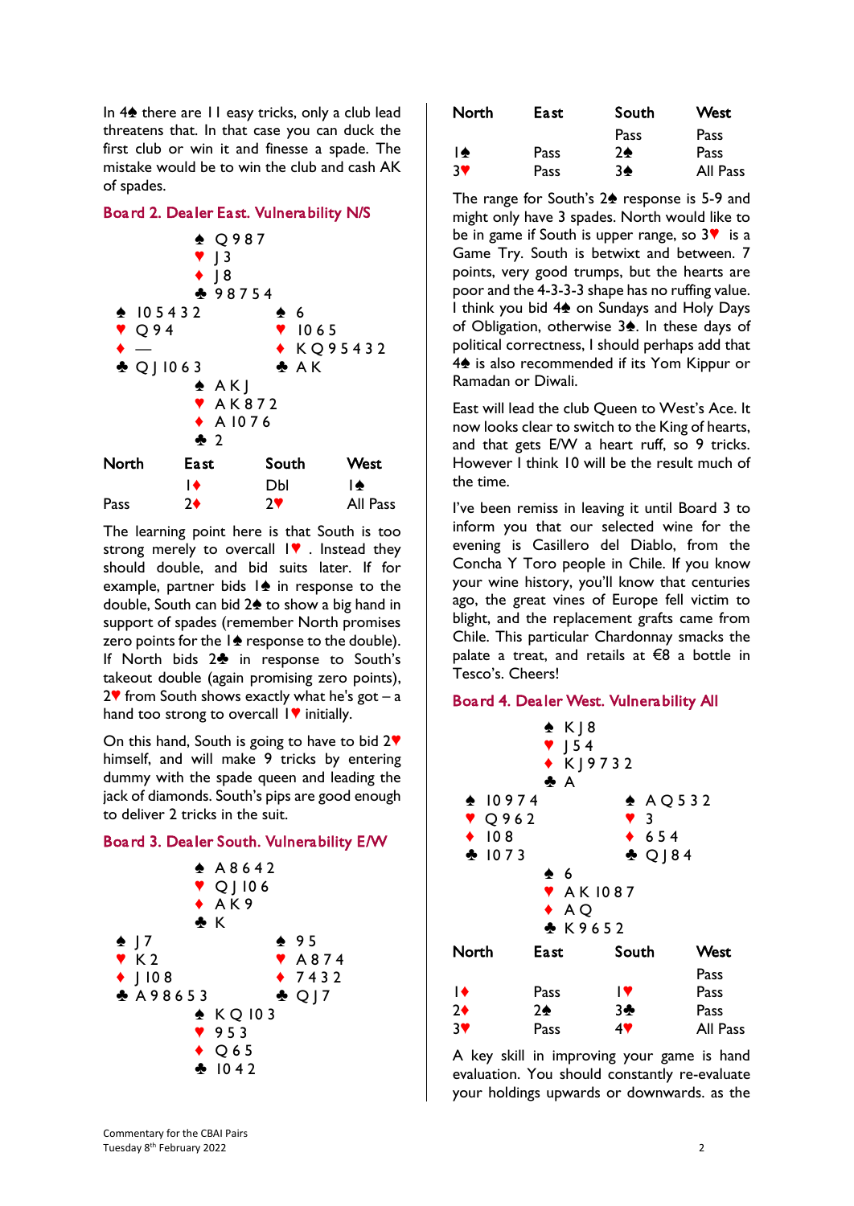In 4♠ there are 11 easy tricks, only a club lead threatens that. In that case you can duck the first club or win it and finesse a spade. The mistake would be to win the club and cash AK of spades.

## Board 2. Dealer East. Vulnerability N/S

```
            ♠ Q 9 8 7
            ♥ J 3
            ♦ J 8
            ♣ 9 8 7 5 4
♠ 10 5 4 3 2          ♠ 6
♥ Q 9 4               ♥ 10 6 5
♦ —                   ♦ K Q 9 5 4 3 2
♣ Q J 10 6 3          ♣ A K
            ♠ A K J
            ♥ A K 8 7 2
            ♦ A 10 7 6
            ♣ 2
```

| North | East | South | West |
|---|---|---|---|
| | 1♦ | Dbl | 1♠ |
| Pass | 2♦ | 2♥ | All Pass |

The learning point here is that South is too strong merely to overcall 1♥. Instead they should double, and bid suits later. If for example, partner bids 1♠ in response to the double, South can bid 2♠ to show a big hand in support of spades (remember North promises zero points for the 1♠ response to the double). If North bids 2♣ in response to South's takeout double (again promising zero points), 2♥ from South shows exactly what he's got – a hand too strong to overcall 1♥ initially.

On this hand, South is going to have to bid 2♥ himself, and will make 9 tricks by entering dummy with the spade queen and leading the jack of diamonds. South's pips are good enough to deliver 2 tricks in the suit.

## Board 3. Dealer South. Vulnerability E/W

```
            ♠ A 8 6 4 2
            ♥ Q J 10 6
            ♦ A K 9
            ♣ K
♠ J 7                 ♠ 9 5
♥ K 2                 ♥ A 8 7 4
♦ J 10 8              ♦ 7 4 3 2
♣ A 9 8 6 5 3         ♣ Q J 7
            ♠ K Q 10 3
            ♥ 9 5 3
            ♦ Q 6 5
            ♣ 10 4 2
```

| North | East | South | West |
|---|---|---|---|
| | | Pass | Pass |
| 1♠ | Pass | 2♠ | Pass |
| 3♥ | Pass | 3♠ | All Pass |

The range for South's 2♠ response is 5-9 and might only have 3 spades. North would like to be in game if South is upper range, so 3♥ is a Game Try. South is betwixt and between. 7 points, very good trumps, but the hearts are poor and the 4-3-3-3 shape has no ruffing value. I think you bid 4♠ on Sundays and Holy Days of Obligation, otherwise 3♠. In these days of political correctness, I should perhaps add that 4♠ is also recommended if its Yom Kippur or Ramadan or Diwali.

East will lead the club Queen to West's Ace. It now looks clear to switch to the King of hearts, and that gets E/W a heart ruff, so 9 tricks. However I think 10 will be the result much of the time.

I've been remiss in leaving it until Board 3 to inform you that our selected wine for the evening is Casillero del Diablo, from the Concha Y Toro people in Chile. If you know your wine history, you'll know that centuries ago, the great vines of Europe fell victim to blight, and the replacement grafts came from Chile. This particular Chardonnay smacks the palate a treat, and retails at €8 a bottle in Tesco's. Cheers!

## Board 4. Dealer West. Vulnerability All

```
            ♠ K J 8
            ♥ J 5 4
            ♦ K J 9 7 3 2
            ♣ A
♠ 10 9 7 4            ♠ A Q 5 3 2
♥ Q 9 6 2             ♥ 3
♦ 10 8                ♦ 6 5 4
♣ 10 7 3              ♣ Q J 8 4
            ♠ 6
            ♥ A K 10 8 7
            ♦ A Q
            ♣ K 9 6 5 2
```

| North | East | South | West |
|---|---|---|---|
| | | | Pass |
| 1♦ | Pass | 1♥ | Pass |
| 2♦ | 2♠ | 3♣ | Pass |
| 3♥ | Pass | 4♥ | All Pass |

A key skill in improving your game is hand evaluation. You should constantly re-evaluate your holdings upwards or downwards. as the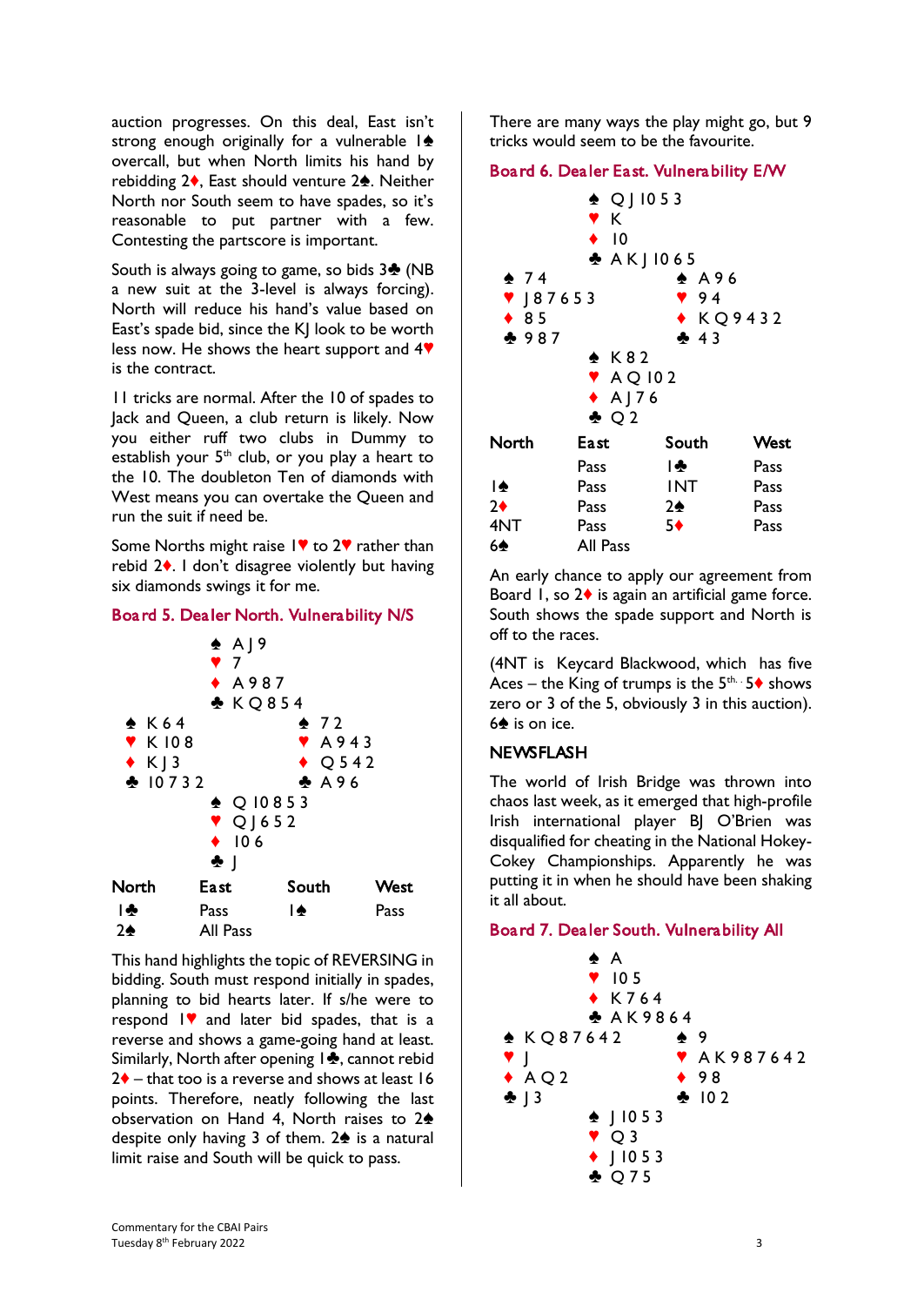auction progresses. On this deal, East isn't strong enough originally for a vulnerable 1♠ overcall, but when North limits his hand by rebidding 2♦, East should venture 2♠. Neither North nor South seem to have spades, so it's reasonable to put partner with a few. Contesting the partscore is important.

South is always going to game, so bids 3♣ (NB a new suit at the 3-level is always forcing). North will reduce his hand's value based on East's spade bid, since the KJ look to be worth less now. He shows the heart support and 4♥ is the contract.

11 tricks are normal. After the 10 of spades to Jack and Queen, a club return is likely. Now you either ruff two clubs in Dummy to establish your 5th club, or you play a heart to the 10. The doubleton Ten of diamonds with West means you can overtake the Queen and run the suit if need be.

Some Norths might raise 1♥ to 2♥ rather than rebid 2♦. I don't disagree violently but having six diamonds swings it for me.

### Board 5. Dealer North. Vulnerability N/S

```
            ♠ A J 9
            ♥ 7
            ♦ A 9 8 7
            ♣ K Q 8 5 4
♠ K 6 4                 ♠ 7 2
♥ K 10 8                ♥ A 9 4 3
♦ K J 3                 ♦ Q 5 4 2
♣ 10 7 3 2              ♣ A 9 6
            ♠ Q 10 8 5 3
            ♥ Q J 6 5 2
            ♦ 10 6
            ♣ J
```

| North | East | South | West |
|---|---|---|---|
| 1♣ | Pass | 1♠ | Pass |
| 2♠ | All Pass | | |

This hand highlights the topic of REVERSING in bidding. South must respond initially in spades, planning to bid hearts later. If s/he were to respond 1♥ and later bid spades, that is a reverse and shows a game-going hand at least. Similarly, North after opening 1♣, cannot rebid 2♦ – that too is a reverse and shows at least 16 points. Therefore, neatly following the last observation on Hand 4, North raises to 2♠ despite only having 3 of them. 2♠ is a natural limit raise and South will be quick to pass.

There are many ways the play might go, but 9 tricks would seem to be the favourite.

### Board 6. Dealer East. Vulnerability E/W

```
            ♠ Q J 10 5 3
            ♥ K
            ♦ 10
            ♣ A K J 10 6 5
♠ 7 4                   ♠ A 9 6
♥ J 8 7 6 5 3           ♥ 9 4
♦ 8 5                   ♦ K Q 9 4 3 2
♣ 9 8 7                 ♣ 4 3
            ♠ K 8 2
            ♥ A Q 10 2
            ♦ A J 7 6
            ♣ Q 2
```

| North | East | South | West |
|---|---|---|---|
| | Pass | 1♣ | Pass |
| 1♠ | Pass | 1NT | Pass |
| 2♦ | Pass | 2♠ | Pass |
| 4NT | Pass | 5♦ | Pass |
| 6♠ | All Pass | | |

An early chance to apply our agreement from Board 1, so 2♦ is again an artificial game force. South shows the spade support and North is off to the races.

(4NT is Keycard Blackwood, which has five Aces – the King of trumps is the 5th. 5♦ shows zero or 3 of the 5, obviously 3 in this auction). 6♠ is on ice.

### NEWSFLASH

The world of Irish Bridge was thrown into chaos last week, as it emerged that high-profile Irish international player BJ O'Brien was disqualified for cheating in the National Hokey-Cokey Championships. Apparently he was putting it in when he should have been shaking it all about.

### Board 7. Dealer South. Vulnerability All

```
            ♠ A
            ♥ 10 5
            ♦ K 7 6 4
            ♣ A K 9 8 6 4
♠ K Q 8 7 6 4 2         ♠ 9
♥ J                     ♥ A K 9 8 7 6 4 2
♦ A Q 2                 ♦ 9 8
♣ J 3                   ♣ 10 2
            ♠ J 10 5 3
            ♥ Q 3
            ♦ J 10 5 3
            ♣ Q 7 5
```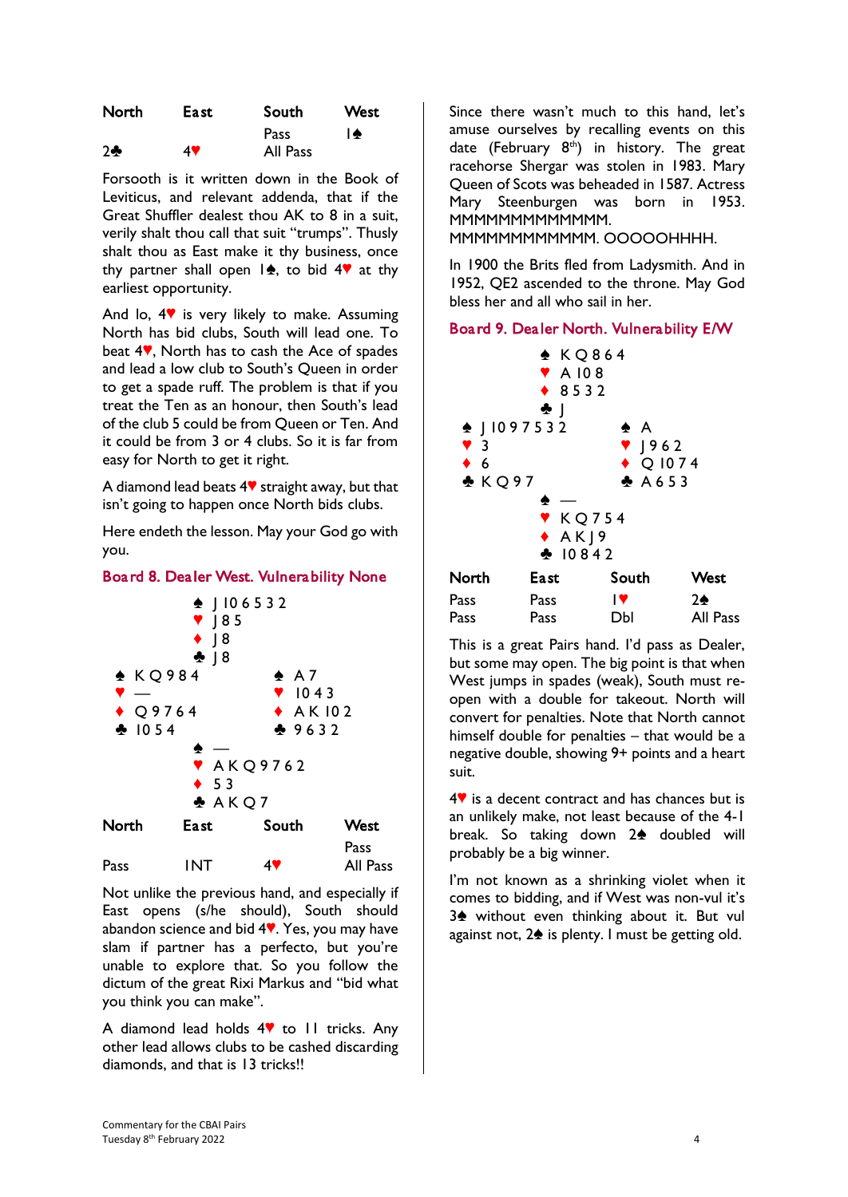| North | East | South | West |
|---|---|---|---|
| | | Pass | 1♠ |
| 2♣ | 4♥ | All Pass | |

Forsooth is it written down in the Book of Leviticus, and relevant addenda, that if the Great Shuffler dealest thou AK to 8 in a suit, verily shalt thou call that suit "trumps". Thusly shalt thou as East make it thy business, once thy partner shall open 1♠, to bid 4♥ at thy earliest opportunity.

And lo, 4♥ is very likely to make. Assuming North has bid clubs, South will lead one. To beat 4♥, North has to cash the Ace of spades and lead a low club to South's Queen in order to get a spade ruff. The problem is that if you treat the Ten as an honour, then South's lead of the club 5 could be from Queen or Ten. And it could be from 3 or 4 clubs. So it is far from easy for North to get it right.

A diamond lead beats 4♥ straight away, but that isn't going to happen once North bids clubs.

Here endeth the lesson. May your God go with you.

## Board 8. Dealer West. Vulnerability None

```
              ♠ J 10 6 5 3 2
              ♥ J 8 5
              ♦ J 8
              ♣ J 8
♠ K Q 9 8 4                ♠ A 7
♥ —                        ♥ 10 4 3
♦ Q 9 7 6 4                ♦ A K 10 2
♣ 10 5 4                   ♣ 9 6 3 2
              ♠ —
              ♥ A K Q 9 7 6 2
              ♦ 5 3
              ♣ A K Q 7
```

| North | East | South | West |
|---|---|---|---|
| | | | Pass |
| Pass | 1NT | 4♥ | All Pass |

Not unlike the previous hand, and especially if East opens (s/he should), South should abandon science and bid 4♥. Yes, you may have slam if partner has a perfecto, but you're unable to explore that. So you follow the dictum of the great Rixi Markus and "bid what you think you can make".

A diamond lead holds 4♥ to 11 tricks. Any other lead allows clubs to be cashed discarding diamonds, and that is 13 tricks!!

Since there wasn't much to this hand, let's amuse ourselves by recalling events on this date (February 8th) in history. The great racehorse Shergar was stolen in 1983. Mary Queen of Scots was beheaded in 1587. Actress Mary Steenburgen was born in 1953. MMMMMMMMMMMMM. MMMMMMMMMMMM. OOOOOHHHH.

In 1900 the Brits fled from Ladysmith. And in 1952, QE2 ascended to the throne. May God bless her and all who sail in her.

## Board 9. Dealer North. Vulnerability E/W

```
              ♠ K Q 8 6 4
              ♥ A 10 8
              ♦ 8 5 3 2
              ♣ J
♠ J 10 9 7 5 3 2           ♠ A
♥ 3                        ♥ J 9 6 2
♦ 6                        ♦ Q 10 7 4
♣ K Q 9 7                  ♣ A 6 5 3
              ♠ —
              ♥ K Q 7 5 4
              ♦ A K J 9
              ♣ 10 8 4 2
```

| North | East | South | West |
|---|---|---|---|
| Pass | Pass | 1♥ | 2♠ |
| Pass | Pass | Dbl | All Pass |

This is a great Pairs hand. I'd pass as Dealer, but some may open. The big point is that when West jumps in spades (weak), South must re-open with a double for takeout. North will convert for penalties. Note that North cannot himself double for penalties – that would be a negative double, showing 9+ points and a heart suit.

4♥ is a decent contract and has chances but is an unlikely make, not least because of the 4-1 break. So taking down 2♠ doubled will probably be a big winner.

I'm not known as a shrinking violet when it comes to bidding, and if West was non-vul it's 3♠ without even thinking about it. But vul against not, 2♠ is plenty. I must be getting old.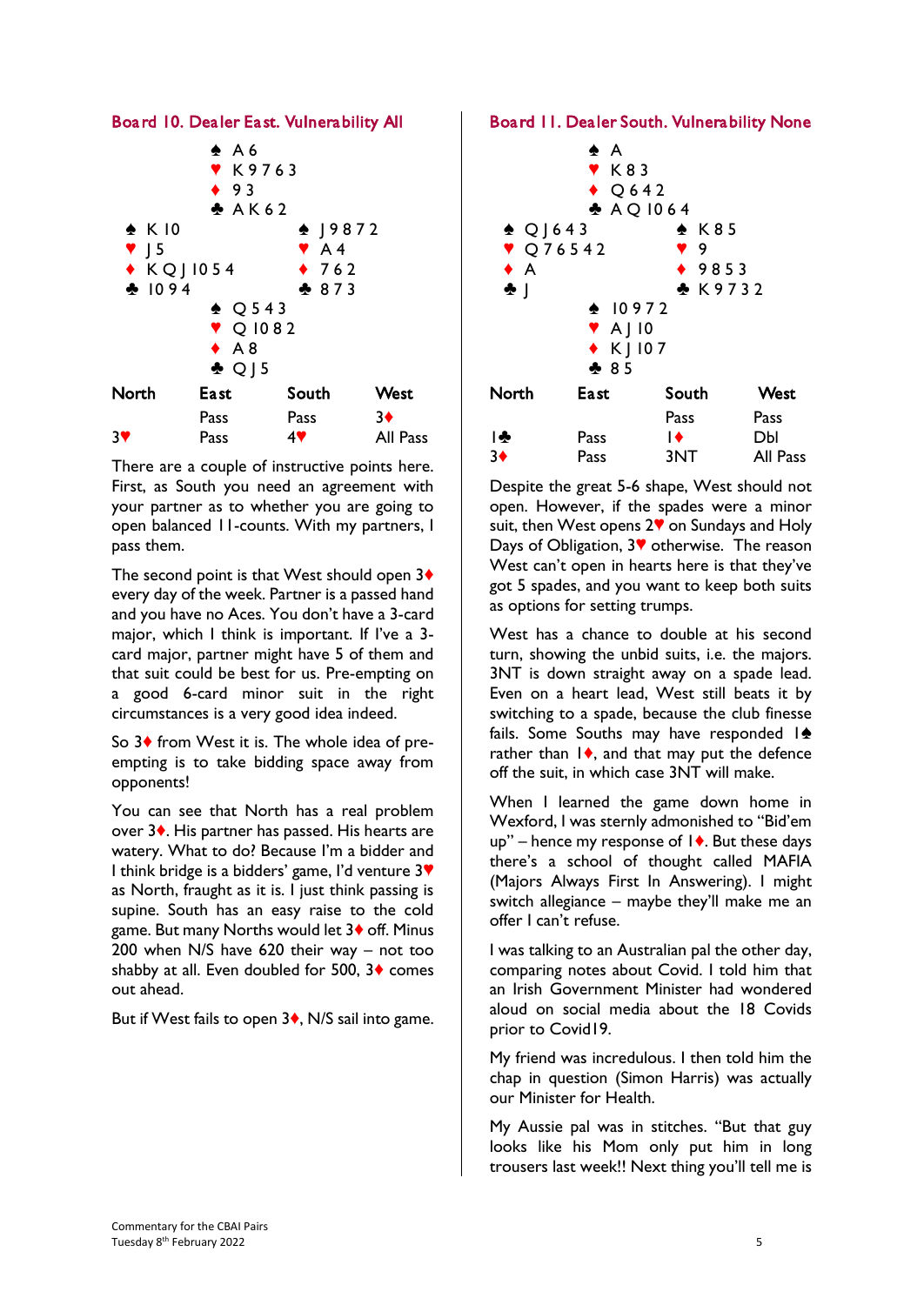## Board 10. Dealer East. Vulnerability All

```
            ♠ A 6
            ♥ K 9 7 6 3
            ♦ 9 3
            ♣ A K 6 2
♠ K 10                  ♠ J 9 8 7 2
♥ J 5                   ♥ A 4
♦ K Q J 10 5 4          ♦ 7 6 2
♣ 10 9 4                ♣ 8 7 3
            ♠ Q 5 4 3
            ♥ Q 10 8 2
            ♦ A 8
            ♣ Q J 5
```

| North | East | South | West |
|---|---|---|---|
| | Pass | Pass | 3♦ |
| 3♥ | Pass | 4♥ | All Pass |

There are a couple of instructive points here. First, as South you need an agreement with your partner as to whether you are going to open balanced 11-counts. With my partners, I pass them.

The second point is that West should open 3♦ every day of the week. Partner is a passed hand and you have no Aces. You don't have a 3-card major, which I think is important. If I've a 3-card major, partner might have 5 of them and that suit could be best for us. Pre-empting on a good 6-card minor suit in the right circumstances is a very good idea indeed.

So 3♦ from West it is. The whole idea of pre-empting is to take bidding space away from opponents!

You can see that North has a real problem over 3♦. His partner has passed. His hearts are watery. What to do? Because I'm a bidder and I think bridge is a bidders' game, I'd venture 3♥ as North, fraught as it is. I just think passing is supine. South has an easy raise to the cold game. But many Norths would let 3♦ off. Minus 200 when N/S have 620 their way – not too shabby at all. Even doubled for 500, 3♦ comes out ahead.

But if West fails to open 3♦, N/S sail into game.

## Board 11. Dealer South. Vulnerability None

```
            ♠ A
            ♥ K 8 3
            ♦ Q 6 4 2
            ♣ A Q 10 6 4
♠ Q J 6 4 3             ♠ K 8 5
♥ Q 7 6 5 4 2           ♥ 9
♦ A                     ♦ 9 8 5 3
♣ J                     ♣ K 9 7 3 2
            ♠ 10 9 7 2
            ♥ A J 10
            ♦ K J 10 7
            ♣ 8 5
```

| North | East | South | West |
|---|---|---|---|
| | | Pass | Pass |
| 1♣ | Pass | 1♦ | Dbl |
| 3♦ | Pass | 3NT | All Pass |

Despite the great 5-6 shape, West should not open. However, if the spades were a minor suit, then West opens 2♥ on Sundays and Holy Days of Obligation, 3♥ otherwise. The reason West can't open in hearts here is that they've got 5 spades, and you want to keep both suits as options for setting trumps.

West has a chance to double at his second turn, showing the unbid suits, i.e. the majors. 3NT is down straight away on a spade lead. Even on a heart lead, West still beats it by switching to a spade, because the club finesse fails. Some Souths may have responded 1♠ rather than 1♦, and that may put the defence off the suit, in which case 3NT will make.

When I learned the game down home in Wexford, I was sternly admonished to "Bid'em up" – hence my response of 1♦. But these days there's a school of thought called MAFIA (Majors Always First In Answering). I might switch allegiance – maybe they'll make me an offer I can't refuse.

I was talking to an Australian pal the other day, comparing notes about Covid. I told him that an Irish Government Minister had wondered aloud on social media about the 18 Covids prior to Covid19.

My friend was incredulous. I then told him the chap in question (Simon Harris) was actually our Minister for Health.

My Aussie pal was in stitches. "But that guy looks like his Mom only put him in long trousers last week!! Next thing you'll tell me is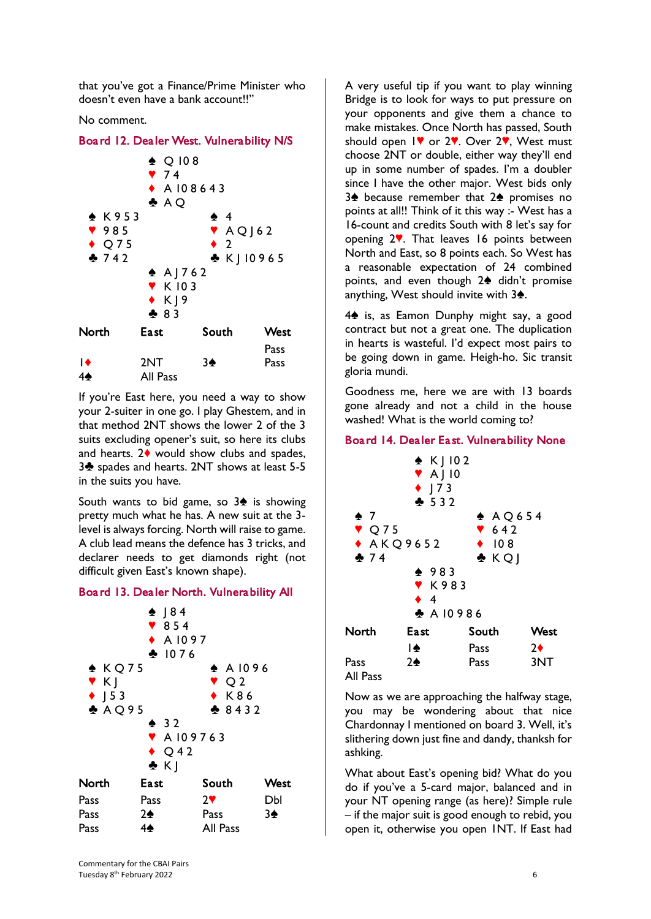that you've got a Finance/Prime Minister who doesn't even have a bank account!!"

No comment.

## Board 12. Dealer West. Vulnerability N/S

```
              ♠ Q 10 8
              ♥ 7 4
              ♦ A 10 8 6 4 3
              ♣ A Q
♠ K 9 5 3                ♠ 4
♥ 9 8 5                  ♥ A Q J 6 2
♦ Q 7 5                  ♦ 2
♣ 7 4 2                  ♣ K J 10 9 6 5
              ♠ A J 7 6 2
              ♥ K 10 3
              ♦ K J 9
              ♣ 8 3
```

| North | East | South | West |
|---|---|---|---|
| | | | Pass |
| 1♦ | 2NT | 3♠ | Pass |
| 4♠ | All Pass | | |

If you're East here, you need a way to show your 2-suiter in one go. I play Ghestem, and in that method 2NT shows the lower 2 of the 3 suits excluding opener's suit, so here its clubs and hearts. 2♦ would show clubs and spades, 3♣ spades and hearts. 2NT shows at least 5-5 in the suits you have.

South wants to bid game, so 3♠ is showing pretty much what he has. A new suit at the 3-level is always forcing. North will raise to game. A club lead means the defence has 3 tricks, and declarer needs to get diamonds right (not difficult given East's known shape).

## Board 13. Dealer North. Vulnerability All

```
              ♠ J 8 4
              ♥ 8 5 4
              ♦ A 10 9 7
              ♣ 10 7 6
♠ K Q 7 5                ♠ A 10 9 6
♥ K J                    ♥ Q 2
♦ J 5 3                  ♦ K 8 6
♣ A Q 9 5                ♣ 8 4 3 2
              ♠ 3 2
              ♥ A 10 9 7 6 3
              ♦ Q 4 2
              ♣ K J
```

| North | East | South | West |
|---|---|---|---|
| Pass | Pass | 2♥ | Dbl |
| Pass | 2♠ | Pass | 3♠ |
| Pass | 4♠ | All Pass | |

A very useful tip if you want to play winning Bridge is to look for ways to put pressure on your opponents and give them a chance to make mistakes. Once North has passed, South should open 1♥ or 2♥. Over 2♥, West must choose 2NT or double, either way they'll end up in some number of spades. I'm a doubler since I have the other major. West bids only 3♠ because remember that 2♠ promises no points at all!! Think of it this way :- West has a 16-count and credits South with 8 let's say for opening 2♥. That leaves 16 points between North and East, so 8 points each. So West has a reasonable expectation of 24 combined points, and even though 2♠ didn't promise anything, West should invite with 3♠.

4♠ is, as Eamon Dunphy might say, a good contract but not a great one. The duplication in hearts is wasteful. I'd expect most pairs to be going down in game. Heigh-ho. Sic transit gloria mundi.

Goodness me, here we are with 13 boards gone already and not a child in the house washed! What is the world coming to?

## Board 14. Dealer East. Vulnerability None

```
              ♠ K J 10 2
              ♥ A J 10
              ♦ J 7 3
              ♣ 5 3 2
♠ 7                      ♠ A Q 6 5 4
♥ Q 7 5                  ♥ 6 4 2
♦ A K Q 9 6 5 2          ♦ 10 8
♣ 7 4                    ♣ K Q J
              ♠ 9 8 3
              ♥ K 9 8 3
              ♦ 4
              ♣ A 10 9 8 6
```

| North | East | South | West |
|---|---|---|---|
| | 1♠ | Pass | 2♦ |
| Pass | 2♠ | Pass | 3NT |
| All Pass | | | |

Now as we are approaching the halfway stage, you may be wondering about that nice Chardonnay I mentioned on board 3. Well, it's slithering down just fine and dandy, thanksh for ashking.

What about East's opening bid? What do you do if you've a 5-card major, balanced and in your NT opening range (as here)? Simple rule – if the major suit is good enough to rebid, you open it, otherwise you open 1NT. If East had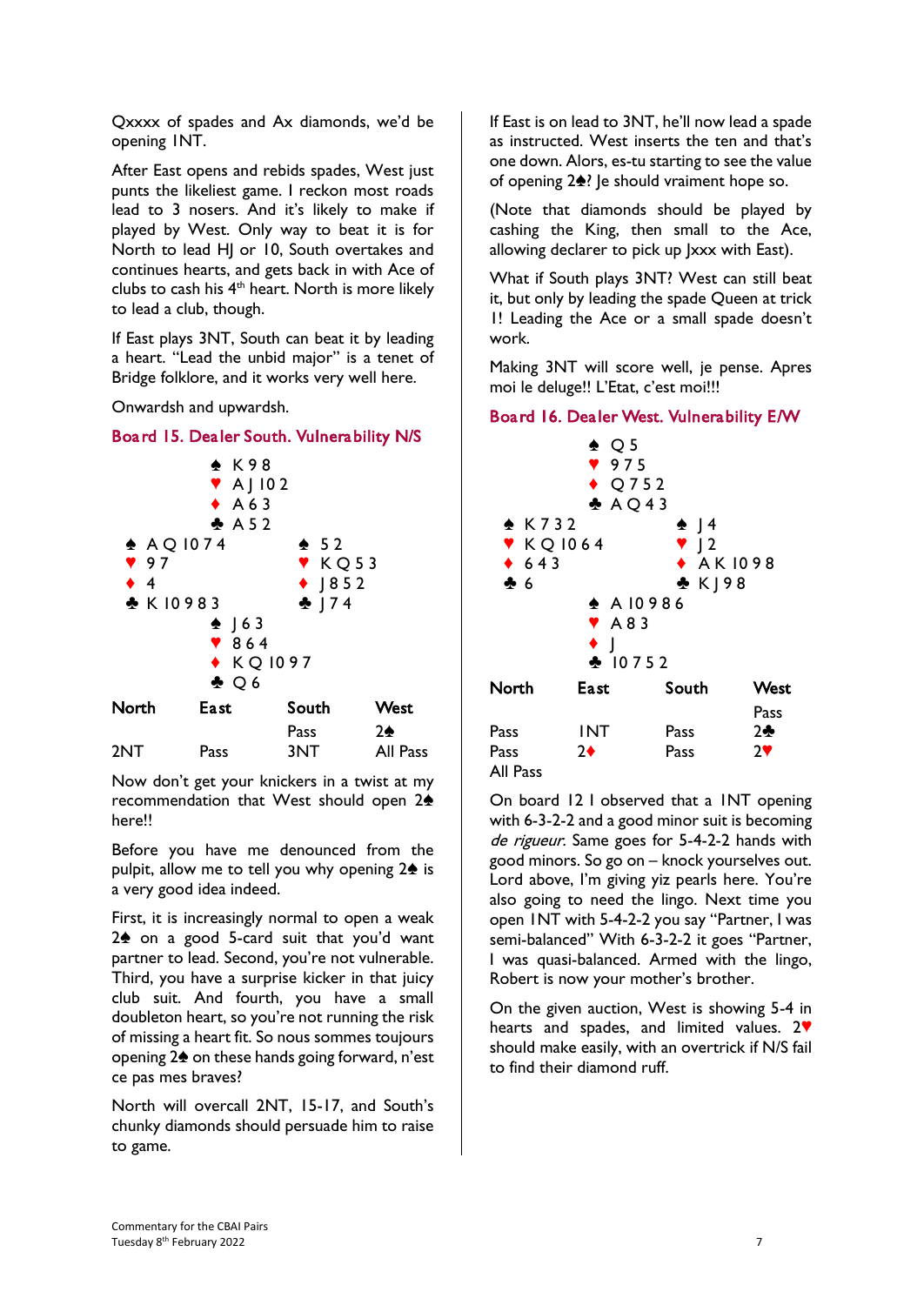Qxxxx of spades and Ax diamonds, we'd be opening 1NT.

After East opens and rebids spades, West just punts the likeliest game. I reckon most roads lead to 3 nosers. And it's likely to make if played by West. Only way to beat it is for North to lead HJ or 10, South overtakes and continues hearts, and gets back in with Ace of clubs to cash his 4th heart. North is more likely to lead a club, though.

If East plays 3NT, South can beat it by leading a heart. "Lead the unbid major" is a tenet of Bridge folklore, and it works very well here.

Onwardsh and upwardsh.

## Board 15. Dealer South. Vulnerability N/S

```
              ♠ K 9 8
              ♥ A J 10 2
              ♦ A 6 3
              ♣ A 5 2
♠ A Q 10 7 4              ♠ 5 2
♥ 9 7                     ♥ K Q 5 3
♦ 4                       ♦ J 8 5 2
♣ K 10 9 8 3              ♣ J 7 4
              ♠ J 6 3
              ♥ 8 6 4
              ♦ K Q 10 9 7
              ♣ Q 6
```

| North | East | South | West |
|---|---|---|---|
| | | Pass | 2♠ |
| 2NT | Pass | 3NT | All Pass |

Now don't get your knickers in a twist at my recommendation that West should open 2♠ here!!

Before you have me denounced from the pulpit, allow me to tell you why opening 2♠ is a very good idea indeed.

First, it is increasingly normal to open a weak 2♠ on a good 5-card suit that you'd want partner to lead. Second, you're not vulnerable. Third, you have a surprise kicker in that juicy club suit. And fourth, you have a small doubleton heart, so you're not running the risk of missing a heart fit. So nous sommes toujours opening 2♠ on these hands going forward, n'est ce pas mes braves?

North will overcall 2NT, 15-17, and South's chunky diamonds should persuade him to raise to game.

If East is on lead to 3NT, he'll now lead a spade as instructed. West inserts the ten and that's one down. Alors, es-tu starting to see the value of opening 2♠? Je should vraiment hope so.

(Note that diamonds should be played by cashing the King, then small to the Ace, allowing declarer to pick up Jxxx with East).

What if South plays 3NT? West can still beat it, but only by leading the spade Queen at trick 1! Leading the Ace or a small spade doesn't work.

Making 3NT will score well, je pense. Apres moi le deluge!! L'Etat, c'est moi!!!

## Board 16. Dealer West. Vulnerability E/W

```
              ♠ Q 5
              ♥ 9 7 5
              ♦ Q 7 5 2
              ♣ A Q 4 3
♠ K 7 3 2                 ♠ J 4
♥ K Q 10 6 4              ♥ J 2
♦ 6 4 3                   ♦ A K 10 9 8
♣ 6                       ♣ K J 9 8
              ♠ A 10 9 8 6
              ♥ A 8 3
              ♦ J
              ♣ 10 7 5 2
```

| North | East | South | West |
|---|---|---|---|
| | | | Pass |
| Pass | 1NT | Pass | 2♣ |
| Pass | 2♦ | Pass | 2♥ |
| All Pass | | | |

On board 12 I observed that a 1NT opening with 6-3-2-2 and a good minor suit is becoming *de rigueur*. Same goes for 5-4-2-2 hands with good minors. So go on – knock yourselves out. Lord above, I'm giving yiz pearls here. You're also going to need the lingo. Next time you open 1NT with 5-4-2-2 you say "Partner, I was semi-balanced" With 6-3-2-2 it goes "Partner, I was quasi-balanced. Armed with the lingo, Robert is now your mother's brother.

On the given auction, West is showing 5-4 in hearts and spades, and limited values. 2♥ should make easily, with an overtrick if N/S fail to find their diamond ruff.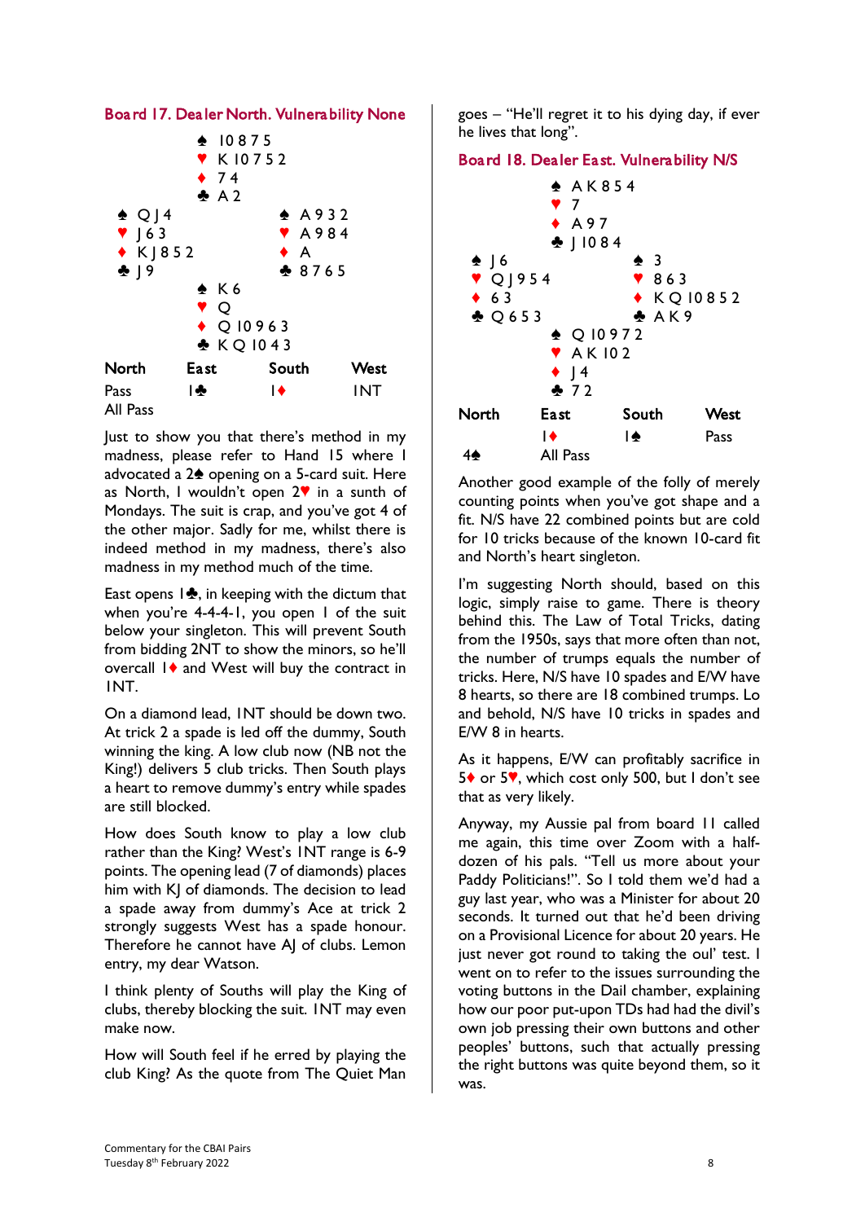### Board 17. Dealer North. Vulnerability None

```
              ♠ 10 8 7 5
              ♥ K 10 7 5 2
              ♦ 7 4
              ♣ A 2
♠ Q J 4                     ♠ A 9 3 2
♥ J 6 3                     ♥ A 9 8 4
♦ K J 8 5 2                 ♦ A
♣ J 9                       ♣ 8 7 6 5
              ♠ K 6
              ♥ Q
              ♦ Q 10 9 6 3
              ♣ K Q 10 4 3
```

| North | East | South | West |
|---|---|---|---|
| Pass | 1♣ | 1♦ | 1NT |
| All Pass | | | |

Just to show you that there's method in my madness, please refer to Hand 15 where I advocated a 2♠ opening on a 5-card suit. Here as North, I wouldn't open 2♥ in a sunth of Mondays. The suit is crap, and you've got 4 of the other major. Sadly for me, whilst there is indeed method in my madness, there's also madness in my method much of the time.

East opens 1♣, in keeping with the dictum that when you're 4-4-4-1, you open 1 of the suit below your singleton. This will prevent South from bidding 2NT to show the minors, so he'll overcall 1♦ and West will buy the contract in 1NT.

On a diamond lead, 1NT should be down two. At trick 2 a spade is led off the dummy, South winning the king. A low club now (NB not the King!) delivers 5 club tricks. Then South plays a heart to remove dummy's entry while spades are still blocked.

How does South know to play a low club rather than the King? West's 1NT range is 6-9 points. The opening lead (7 of diamonds) places him with KJ of diamonds. The decision to lead a spade away from dummy's Ace at trick 2 strongly suggests West has a spade honour. Therefore he cannot have AJ of clubs. Lemon entry, my dear Watson.

I think plenty of Souths will play the King of clubs, thereby blocking the suit. 1NT may even make now.

How will South feel if he erred by playing the club King? As the quote from The Quiet Man goes – "He'll regret it to his dying day, if ever he lives that long".

### Board 18. Dealer East. Vulnerability N/S

```
              ♠ A K 8 5 4
              ♥ 7
              ♦ A 9 7
              ♣ J 10 8 4
♠ J 6                       ♠ 3
♥ Q J 9 5 4                 ♥ 8 6 3
♦ 6 3                       ♦ K Q 10 8 5 2
♣ Q 6 5 3                   ♣ A K 9
              ♠ Q 10 9 7 2
              ♥ A K 10 2
              ♦ J 4
              ♣ 7 2
```

| North | East | South | West |
|---|---|---|---|
| | 1♦ | 1♠ | Pass |
| 4♠ | All Pass | | |

Another good example of the folly of merely counting points when you've got shape and a fit. N/S have 22 combined points but are cold for 10 tricks because of the known 10-card fit and North's heart singleton.

I'm suggesting North should, based on this logic, simply raise to game. There is theory behind this. The Law of Total Tricks, dating from the 1950s, says that more often than not, the number of trumps equals the number of tricks. Here, N/S have 10 spades and E/W have 8 hearts, so there are 18 combined trumps. Lo and behold, N/S have 10 tricks in spades and E/W 8 in hearts.

As it happens, E/W can profitably sacrifice in 5♦ or 5♥, which cost only 500, but I don't see that as very likely.

Anyway, my Aussie pal from board 11 called me again, this time over Zoom with a half-dozen of his pals. "Tell us more about your Paddy Politicians!". So I told them we'd had a guy last year, who was a Minister for about 20 seconds. It turned out that he'd been driving on a Provisional Licence for about 20 years. He just never got round to taking the oul' test. I went on to refer to the issues surrounding the voting buttons in the Dail chamber, explaining how our poor put-upon TDs had had the divil's own job pressing their own buttons and other peoples' buttons, such that actually pressing the right buttons was quite beyond them, so it was.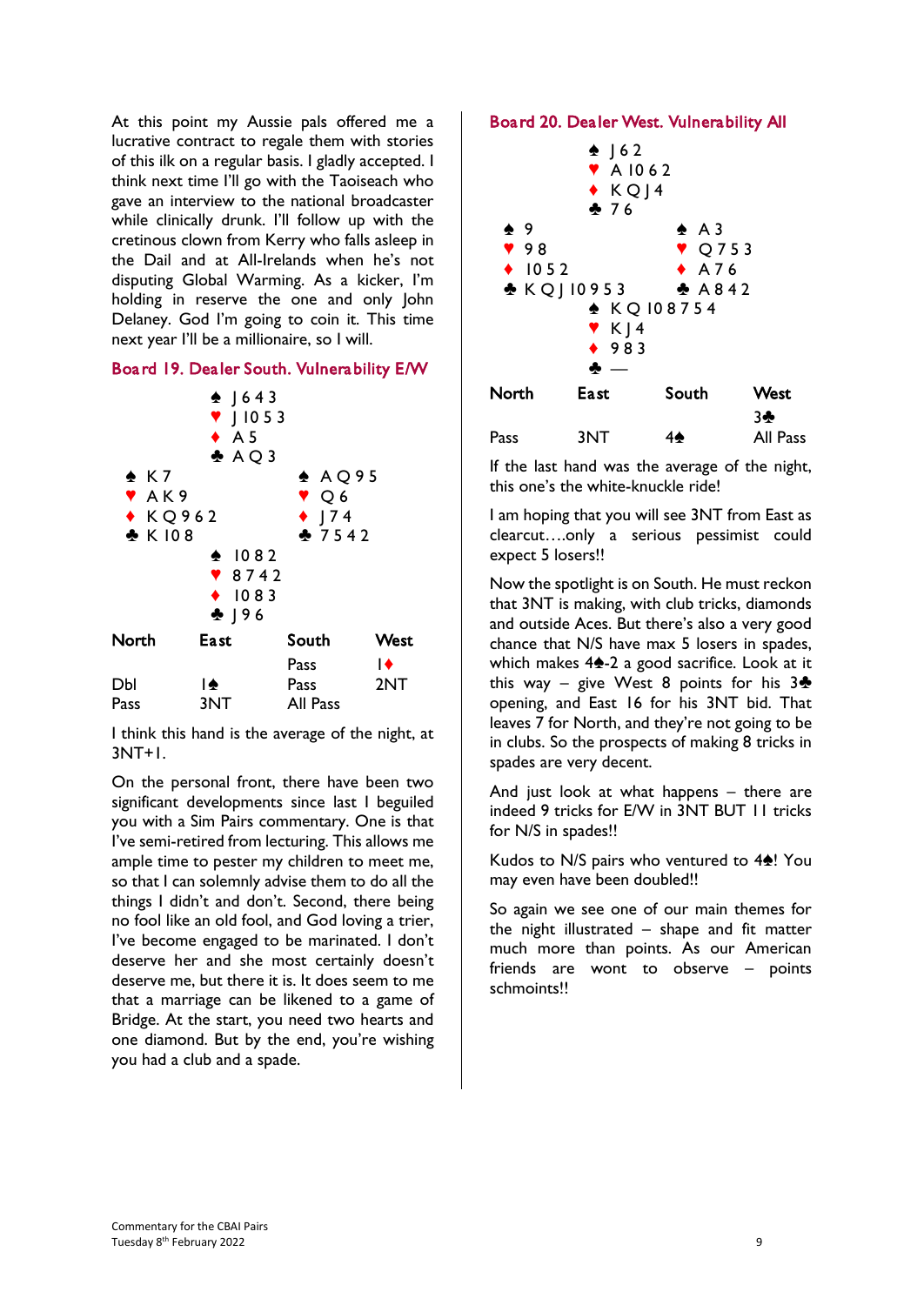At this point my Aussie pals offered me a lucrative contract to regale them with stories of this ilk on a regular basis. I gladly accepted. I think next time I'll go with the Taoiseach who gave an interview to the national broadcaster while clinically drunk. I'll follow up with the cretinous clown from Kerry who falls asleep in the Dail and at All-Irelands when he's not disputing Global Warming. As a kicker, I'm holding in reserve the one and only John Delaney. God I'm going to coin it. This time next year I'll be a millionaire, so I will.

## Board 19. Dealer South. Vulnerability E/W

```
              ♠ J 6 4 3
              ♥ J 10 5 3
              ♦ A 5
              ♣ A Q 3
♠ K 7                       ♠ A Q 9 5
♥ A K 9                     ♥ Q 6
♦ K Q 9 6 2                 ♦ J 7 4
♣ K 10 8                    ♣ 7 5 4 2
              ♠ 10 8 2
              ♥ 8 7 4 2
              ♦ 10 8 3
              ♣ J 9 6
```

| North | East | South | West |
|---|---|---|---|
| | | Pass | 1♦ |
| Dbl | 1♠ | Pass | 2NT |
| Pass | 3NT | All Pass | |

I think this hand is the average of the night, at 3NT+1.

On the personal front, there have been two significant developments since last I beguiled you with a Sim Pairs commentary. One is that I've semi-retired from lecturing. This allows me ample time to pester my children to meet me, so that I can solemnly advise them to do all the things I didn't and don't. Second, there being no fool like an old fool, and God loving a trier, I've become engaged to be marinated. I don't deserve her and she most certainly doesn't deserve me, but there it is. It does seem to me that a marriage can be likened to a game of Bridge. At the start, you need two hearts and one diamond. But by the end, you're wishing you had a club and a spade.

## Board 20. Dealer West. Vulnerability All

```
              ♠ J 6 2
              ♥ A 10 6 2
              ♦ K Q J 4
              ♣ 7 6
♠ 9                         ♠ A 3
♥ 9 8                       ♥ Q 7 5 3
♦ 10 5 2                    ♦ A 7 6
♣ K Q J 10 9 5 3            ♣ A 8 4 2
              ♠ K Q 10 8 7 5 4
              ♥ K J 4
              ♦ 9 8 3
              ♣ —
```

| North | East | South | West |
|---|---|---|---|
| | | | 3♣ |
| Pass | 3NT | 4♠ | All Pass |

If the last hand was the average of the night, this one's the white-knuckle ride!

I am hoping that you will see 3NT from East as clearcut….only a serious pessimist could expect 5 losers!!

Now the spotlight is on South. He must reckon that 3NT is making, with club tricks, diamonds and outside Aces. But there's also a very good chance that N/S have max 5 losers in spades, which makes 4♠-2 a good sacrifice. Look at it this way – give West 8 points for his 3♣ opening, and East 16 for his 3NT bid. That leaves 7 for North, and they're not going to be in clubs. So the prospects of making 8 tricks in spades are very decent.

And just look at what happens – there are indeed 9 tricks for E/W in 3NT BUT 11 tricks for N/S in spades!!

Kudos to N/S pairs who ventured to 4♠! You may even have been doubled!!

So again we see one of our main themes for the night illustrated – shape and fit matter much more than points. As our American friends are wont to observe – points schmoints!!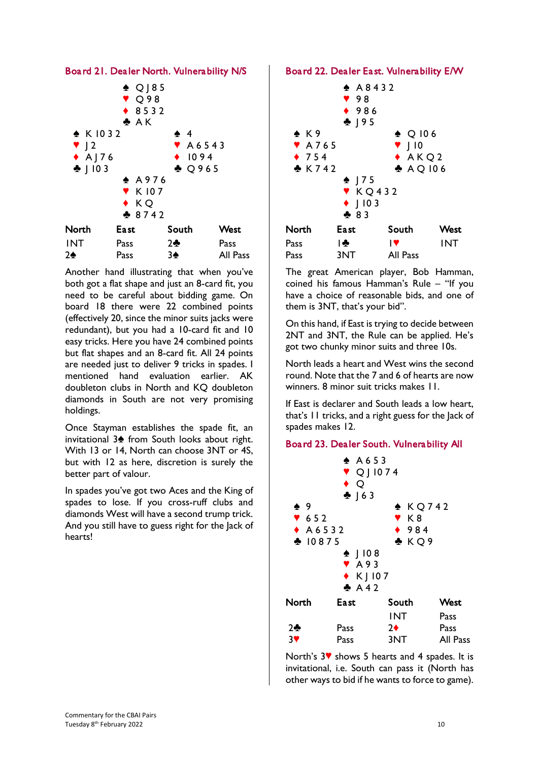## Board 21. Dealer North. Vulnerability N/S

| | North | |
|---|---|---|
| | ♠ Q J 8 5<br>♥ Q 9 8<br>♦ 8 5 3 2<br>♣ A K | |
| **West**<br>♠ K 10 3 2<br>♥ J 2<br>♦ A J 7 6<br>♣ J 10 3 | | **East**<br>♠ 4<br>♥ A 6 5 4 3<br>♦ 10 9 4<br>♣ Q 9 6 5 |
| | **South**<br>♠ A 9 7 6<br>♥ K 10 7<br>♦ K Q<br>♣ 8 7 4 2 | |

| North | East | South | West |
|---|---|---|---|
| 1NT | Pass | 2♣ | Pass |
| 2♠ | Pass | 3♠ | All Pass |

Another hand illustrating that when you've both got a flat shape and just an 8-card fit, you need to be careful about bidding game. On board 18 there were 22 combined points (effectively 20, since the minor suits jacks were redundant), but you had a 10-card fit and 10 easy tricks. Here you have 24 combined points but flat shapes and an 8-card fit. All 24 points are needed just to deliver 9 tricks in spades. I mentioned hand evaluation earlier. AK doubleton clubs in North and KQ doubleton diamonds in South are not very promising holdings.

Once Stayman establishes the spade fit, an invitational 3♠ from South looks about right. With 13 or 14, North can choose 3NT or 4S, but with 12 as here, discretion is surely the better part of valour.

In spades you've got two Aces and the King of spades to lose. If you cross-ruff clubs and diamonds West will have a second trump trick. And you still have to guess right for the Jack of hearts!

## Board 22. Dealer East. Vulnerability E/W

| | North | |
|---|---|---|
| | ♠ A 8 4 3 2<br>♥ 9 8<br>♦ 9 8 6<br>♣ J 9 5 | |
| **West**<br>♠ K 9<br>♥ A 7 6 5<br>♦ 7 5 4<br>♣ K 7 4 2 | | **East**<br>♠ Q 10 6<br>♥ J 10<br>♦ A K Q 2<br>♣ A Q 10 6 |
| | **South**<br>♠ J 7 5<br>♥ K Q 4 3 2<br>♦ J 10 3<br>♣ 8 3 | |

| North | East | South | West |
|---|---|---|---|
| Pass | 1♣ | 1♥ | 1NT |
| Pass | 3NT | All Pass | |

The great American player, Bob Hamman, coined his famous Hamman's Rule – "If you have a choice of reasonable bids, and one of them is 3NT, that's your bid".

On this hand, if East is trying to decide between 2NT and 3NT, the Rule can be applied. He's got two chunky minor suits and three 10s.

North leads a heart and West wins the second round. Note that the 7 and 6 of hearts are now winners. 8 minor suit tricks makes 11.

If East is declarer and South leads a low heart, that's 11 tricks, and a right guess for the Jack of spades makes 12.

## Board 23. Dealer South. Vulnerability All

| | North | |
|---|---|---|
| | ♠ A 6 5 3<br>♥ Q J 10 7 4<br>♦ Q<br>♣ J 6 3 | |
| **West**<br>♠ 9<br>♥ 6 5 2<br>♦ A 6 5 3 2<br>♣ 10 8 7 5 | | **East**<br>♠ K Q 7 4 2<br>♥ K 8<br>♦ 9 8 4<br>♣ K Q 9 |
| | **South**<br>♠ J 10 8<br>♥ A 9 3<br>♦ K J 10 7<br>♣ A 4 2 | |

| North | East | South | West |
|---|---|---|---|
| | | 1NT | Pass |
| 2♣ | Pass | 2♦ | Pass |
| 3♥ | Pass | 3NT | All Pass |

North's 3♥ shows 5 hearts and 4 spades. It is invitational, i.e. South can pass it (North has other ways to bid if he wants to force to game).

Commentary for the CBAI Pairs
Tuesday 8th February 2022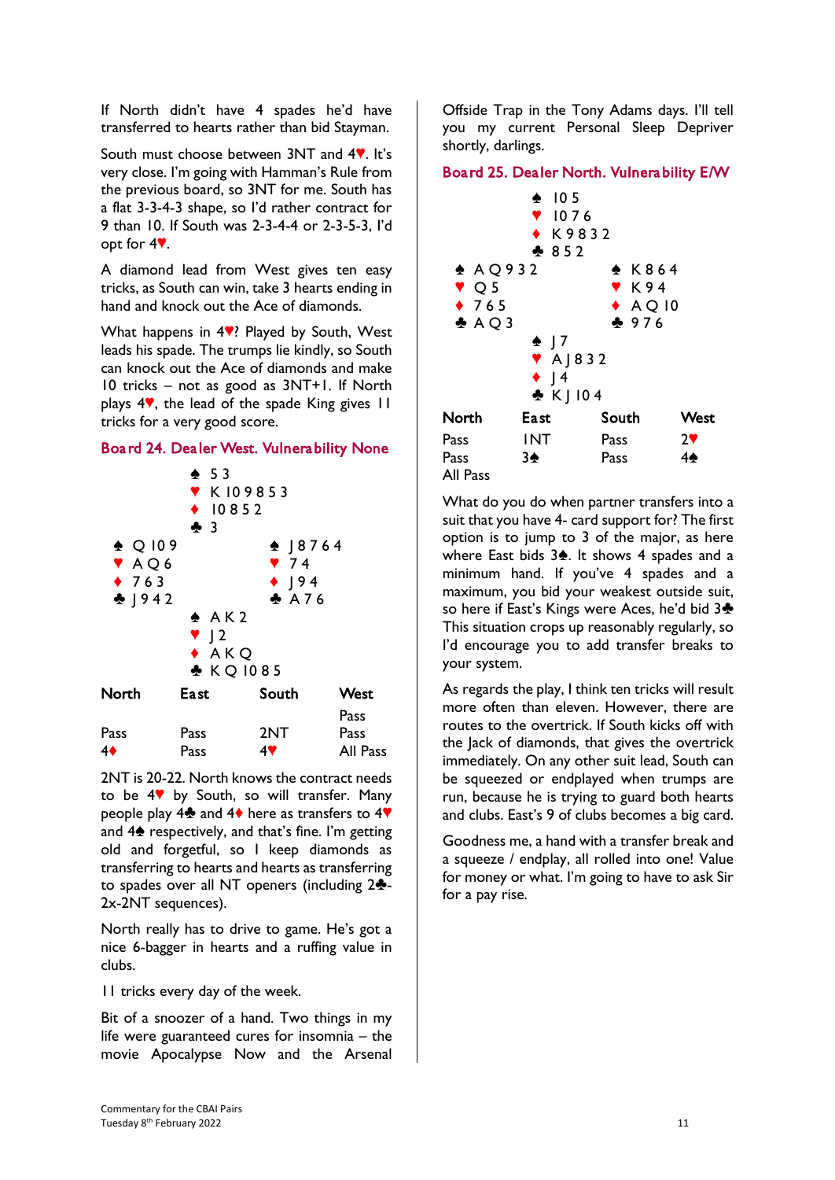If North didn't have 4 spades he'd have transferred to hearts rather than bid Stayman.

South must choose between 3NT and 4♥. It's very close. I'm going with Hamman's Rule from the previous board, so 3NT for me. South has a flat 3-3-4-3 shape, so I'd rather contract for 9 than 10. If South was 2-3-4-4 or 2-3-5-3, I'd opt for 4♥.

A diamond lead from West gives ten easy tricks, as South can win, take 3 hearts ending in hand and knock out the Ace of diamonds.

What happens in 4♥? Played by South, West leads his spade. The trumps lie kindly, so South can knock out the Ace of diamonds and make 10 tricks – not as good as 3NT+1. If North plays 4♥, the lead of the spade King gives 11 tricks for a very good score.

## Board 24. Dealer West. Vulnerability None

```
              ♠ 5 3
              ♥ K 10 9 8 5 3
              ♦ 10 8 5 2
              ♣ 3
♠ Q 10 9                    ♠ J 8 7 6 4
♥ A Q 6                     ♥ 7 4
♦ 7 6 3                     ♦ J 9 4
♣ J 9 4 2                   ♣ A 7 6
              ♠ A K 2
              ♥ J 2
              ♦ A K Q
              ♣ K Q 10 8 5
```

| North | East | South | West |
|---|---|---|---|
| | | | Pass |
| Pass | Pass | 2NT | Pass |
| 4♦ | Pass | 4♥ | All Pass |

2NT is 20-22. North knows the contract needs to be 4♥ by South, so will transfer. Many people play 4♣ and 4♦ here as transfers to 4♥ and 4♠ respectively, and that's fine. I'm getting old and forgetful, so I keep diamonds as transferring to hearts and hearts as transferring to spades over all NT openers (including 2♣-2x-2NT sequences).

North really has to drive to game. He's got a nice 6-bagger in hearts and a ruffing value in clubs.

11 tricks every day of the week.

Bit of a snoozer of a hand. Two things in my life were guaranteed cures for insomnia – the movie Apocalypse Now and the Arsenal Offside Trap in the Tony Adams days. I'll tell you my current Personal Sleep Depriver shortly, darlings.

## Board 25. Dealer North. Vulnerability E/W

```
              ♠ 10 5
              ♥ 10 7 6
              ♦ K 9 8 3 2
              ♣ 8 5 2
♠ A Q 9 3 2                 ♠ K 8 6 4
♥ Q 5                       ♥ K 9 4
♦ 7 6 5                     ♦ A Q 10
♣ A Q 3                     ♣ 9 7 6
              ♠ J 7
              ♥ A J 8 3 2
              ♦ J 4
              ♣ K J 10 4
```

| North | East | South | West |
|---|---|---|---|
| Pass | 1NT | Pass | 2♥ |
| Pass | 3♠ | Pass | 4♠ |
| All Pass | | | |

What do you do when partner transfers into a suit that you have 4- card support for? The first option is to jump to 3 of the major, as here where East bids 3♠. It shows 4 spades and a minimum hand. If you've 4 spades and a maximum, you bid your weakest outside suit, so here if East's Kings were Aces, he'd bid 3♣ This situation crops up reasonably regularly, so I'd encourage you to add transfer breaks to your system.

As regards the play, I think ten tricks will result more often than eleven. However, there are routes to the overtrick. If South kicks off with the Jack of diamonds, that gives the overtrick immediately. On any other suit lead, South can be squeezed or endplayed when trumps are run, because he is trying to guard both hearts and clubs. East's 9 of clubs becomes a big card.

Goodness me, a hand with a transfer break and a squeeze / endplay, all rolled into one! Value for money or what. I'm going to have to ask Sir for a pay rise.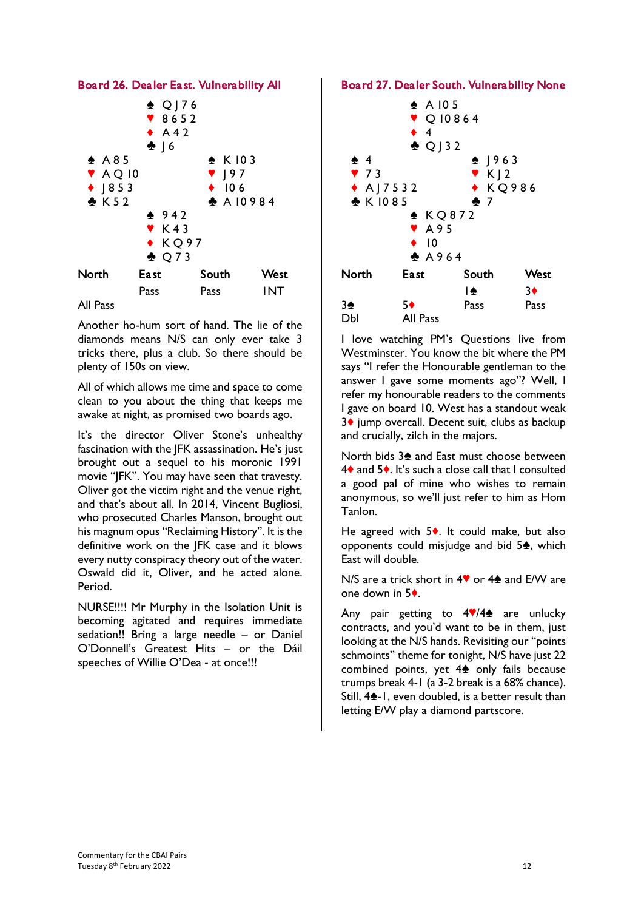## Board 26. Dealer East. Vulnerability All

|  | North |  |
|---|---|---|
|  | ♠ Q J 7 6 |  |
|  | ♥ 8 6 5 2 |  |
|  | ♦ A 4 2 |  |
|  | ♣ J 6 |  |
| **West** |  | **East** |
| ♠ A 8 5 |  | ♠ K 10 3 |
| ♥ A Q 10 |  | ♥ J 9 7 |
| ♦ J 8 5 3 |  | ♦ 10 6 |
| ♣ K 5 2 |  | ♣ A 10 9 8 4 |
|  | **South** |  |
|  | ♠ 9 4 2 |  |
|  | ♥ K 4 3 |  |
|  | ♦ K Q 9 7 |  |
|  | ♣ Q 7 3 |  |

| North | East | South | West |
|---|---|---|---|
|  | Pass | Pass | 1NT |
| All Pass |  |  |  |

Another ho-hum sort of hand. The lie of the diamonds means N/S can only ever take 3 tricks there, plus a club. So there should be plenty of 150s on view.

All of which allows me time and space to come clean to you about the thing that keeps me awake at night, as promised two boards ago.

It's the director Oliver Stone's unhealthy fascination with the JFK assassination. He's just brought out a sequel to his moronic 1991 movie "JFK". You may have seen that travesty. Oliver got the victim right and the venue right, and that's about all. In 2014, Vincent Bugliosi, who prosecuted Charles Manson, brought out his magnum opus "Reclaiming History". It is the definitive work on the JFK case and it blows every nutty conspiracy theory out of the water. Oswald did it, Oliver, and he acted alone. Period.

NURSE!!!! Mr Murphy in the Isolation Unit is becoming agitated and requires immediate sedation!! Bring a large needle – or Daniel O'Donnell's Greatest Hits – or the Dáil speeches of Willie O'Dea - at once!!!

## Board 27. Dealer South. Vulnerability None

|  | North |  |
|---|---|---|
|  | ♠ A 10 5 |  |
|  | ♥ Q 10 8 6 4 |  |
|  | ♦ 4 |  |
|  | ♣ Q J 3 2 |  |
| **West** |  | **East** |
| ♠ 4 |  | ♠ J 9 6 3 |
| ♥ 7 3 |  | ♥ K J 2 |
| ♦ A J 7 5 3 2 |  | ♦ K Q 9 8 6 |
| ♣ K 10 8 5 |  | ♣ 7 |
|  | **South** |  |
|  | ♠ K Q 8 7 2 |  |
|  | ♥ A 9 5 |  |
|  | ♦ 10 |  |
|  | ♣ A 9 6 4 |  |

| North | East | South | West |
|---|---|---|---|
|  |  | 1♠ | 3♦ |
| 3♠ | 5♦ | Pass | Pass |
| Dbl | All Pass |  |  |

I love watching PM's Questions live from Westminster. You know the bit where the PM says "I refer the Honourable gentleman to the answer I gave some moments ago"? Well, I refer my honourable readers to the comments I gave on board 10. West has a standout weak 3♦ jump overcall. Decent suit, clubs as backup and crucially, zilch in the majors.

North bids 3♠ and East must choose between 4♦ and 5♦. It's such a close call that I consulted a good pal of mine who wishes to remain anonymous, so we'll just refer to him as Hom Tanlon.

He agreed with 5♦. It could make, but also opponents could misjudge and bid 5♠, which East will double.

N/S are a trick short in 4♥ or 4♠ and E/W are one down in 5♦.

Any pair getting to 4♥/4♠ are unlucky contracts, and you'd want to be in them, just looking at the N/S hands. Revisiting our "points schmoints" theme for tonight, N/S have just 22 combined points, yet 4♠ only fails because trumps break 4-1 (a 3-2 break is a 68% chance). Still, 4♠-1, even doubled, is a better result than letting E/W play a diamond partscore.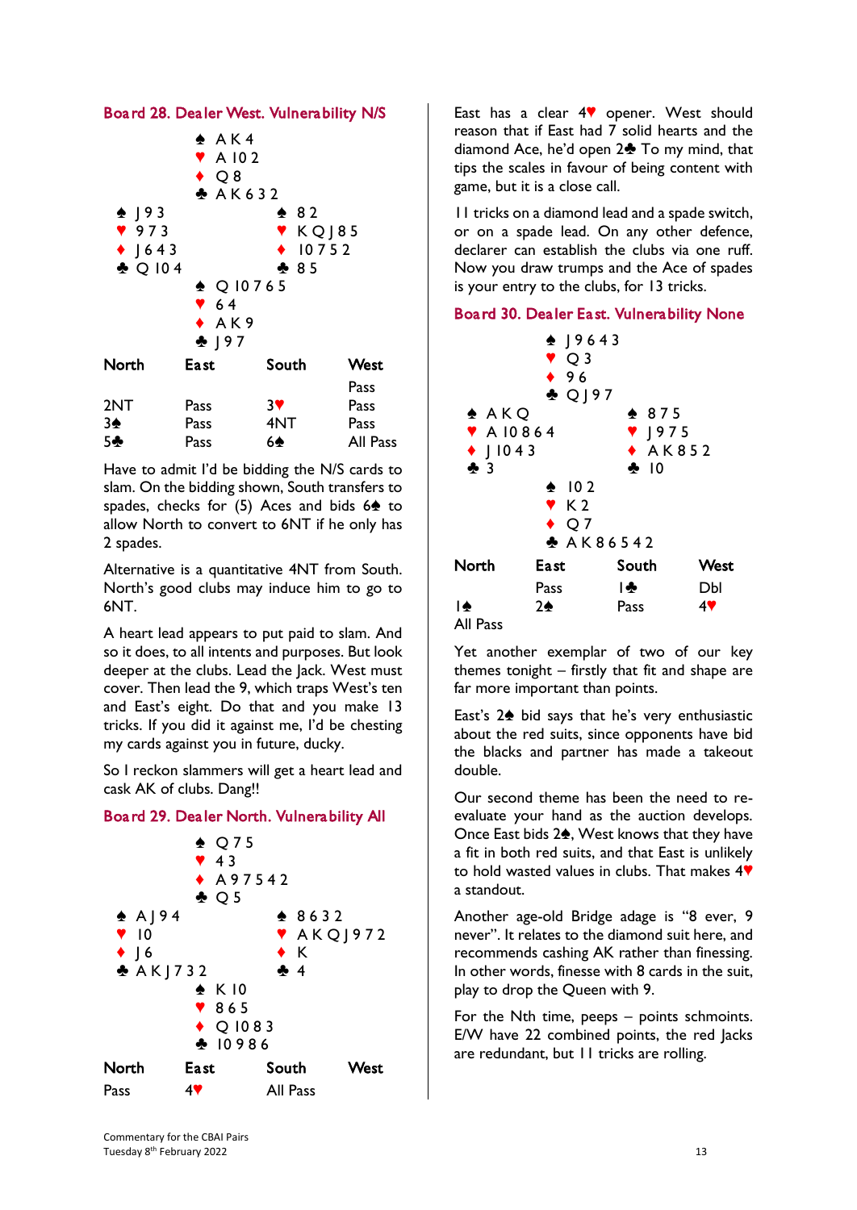### Board 28. Dealer West. Vulnerability N/S

```
              ♠ A K 4
              ♥ A 10 2
              ♦ Q 8
              ♣ A K 6 3 2
♠ J 9 3                    ♠ 8 2
♥ 9 7 3                    ♥ K Q J 8 5
♦ J 6 4 3                  ♦ 10 7 5 2
♣ Q 10 4                   ♣ 8 5
              ♠ Q 10 7 6 5
              ♥ 6 4
              ♦ A K 9
              ♣ J 9 7
```

| North | East | South | West |
|---|---|---|---|
| | | | Pass |
| 2NT | Pass | 3♥ | Pass |
| 3♠ | Pass | 4NT | Pass |
| 5♣ | Pass | 6♠ | All Pass |

Have to admit I'd be bidding the N/S cards to slam. On the bidding shown, South transfers to spades, checks for (5) Aces and bids 6♠ to allow North to convert to 6NT if he only has 2 spades.

Alternative is a quantitative 4NT from South. North's good clubs may induce him to go to 6NT.

A heart lead appears to put paid to slam. And so it does, to all intents and purposes. But look deeper at the clubs. Lead the Jack. West must cover. Then lead the 9, which traps West's ten and East's eight. Do that and you make 13 tricks. If you did it against me, I'd be chesting my cards against you in future, ducky.

So I reckon slammers will get a heart lead and cask AK of clubs. Dang!!

### Board 29. Dealer North. Vulnerability All

```
              ♠ Q 7 5
              ♥ 4 3
              ♦ A 9 7 5 4 2
              ♣ Q 5
♠ A J 9 4                  ♠ 8 6 3 2
♥ 10                       ♥ A K Q J 9 7 2
♦ J 6                      ♦ K
♣ A K J 7 3 2              ♣ 4
              ♠ K 10
              ♥ 8 6 5
              ♦ Q 10 8 3
              ♣ 10 9 8 6
```

| North | East | South | West |
|---|---|---|---|
| Pass | 4♥ | All Pass | |

East has a clear 4♥ opener. West should reason that if East had 7 solid hearts and the diamond Ace, he'd open 2♣ To my mind, that tips the scales in favour of being content with game, but it is a close call.

11 tricks on a diamond lead and a spade switch, or on a spade lead. On any other defence, declarer can establish the clubs via one ruff. Now you draw trumps and the Ace of spades is your entry to the clubs, for 13 tricks.

### Board 30. Dealer East. Vulnerability None

```
              ♠ J 9 6 4 3
              ♥ Q 3
              ♦ 9 6
              ♣ Q J 9 7
♠ A K Q                    ♠ 8 7 5
♥ A 10 8 6 4               ♥ J 9 7 5
♦ J 10 4 3                 ♦ A K 8 5 2
♣ 3                        ♣ 10
              ♠ 10 2
              ♥ K 2
              ♦ Q 7
              ♣ A K 8 6 5 4 2
```

| North | East | South | West |
|---|---|---|---|
| | Pass | 1♣ | Dbl |
| 1♠ | 2♠ | Pass | 4♥ |
| All Pass | | | |

Yet another exemplar of two of our key themes tonight – firstly that fit and shape are far more important than points.

East's 2♠ bid says that he's very enthusiastic about the red suits, since opponents have bid the blacks and partner has made a takeout double.

Our second theme has been the need to re-evaluate your hand as the auction develops. Once East bids 2♠, West knows that they have a fit in both red suits, and that East is unlikely to hold wasted values in clubs. That makes 4♥ a standout.

Another age-old Bridge adage is "8 ever, 9 never". It relates to the diamond suit here, and recommends cashing AK rather than finessing. In other words, finesse with 8 cards in the suit, play to drop the Queen with 9.

For the Nth time, peeps – points schmoints. E/W have 22 combined points, the red Jacks are redundant, but 11 tricks are rolling.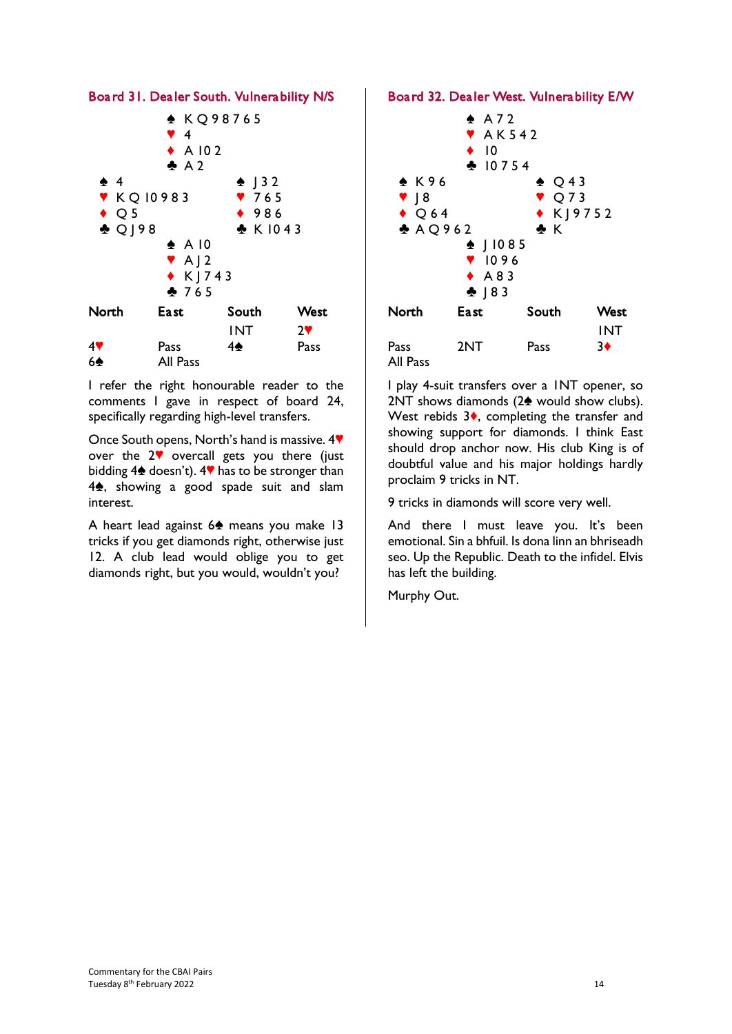## Board 31. Dealer South. Vulnerability N/S

North: ♠ K Q 9 8 7 6 5 ♥ 4 ♦ A 10 2 ♣ A 2

West: ♠ 4 ♥ K Q 10 9 8 3 ♦ Q 5 ♣ Q J 9 8

East: ♠ J 3 2 ♥ 7 6 5 ♦ 9 8 6 ♣ K 10 4 3

South: ♠ A 10 ♥ A J 2 ♦ K J 7 4 3 ♣ 7 6 5

| North | East | South | West |
|---|---|---|---|
| | | 1NT | 2♥ |
| 4♥ | Pass | 4♠ | Pass |
| 6♠ | All Pass | | |

I refer the right honourable reader to the comments I gave in respect of board 24, specifically regarding high-level transfers.

Once South opens, North's hand is massive. 4♥ over the 2♥ overcall gets you there (just bidding 4♠ doesn't). 4♥ has to be stronger than 4♠, showing a good spade suit and slam interest.

A heart lead against 6♠ means you make 13 tricks if you get diamonds right, otherwise just 12. A club lead would oblige you to get diamonds right, but you would, wouldn't you?

## Board 32. Dealer West. Vulnerability E/W

North: ♠ A 7 2 ♥ A K 5 4 2 ♦ 10 ♣ 10 7 5 4

West: ♠ K 9 6 ♥ J 8 ♦ Q 6 4 ♣ A Q 9 6 2

East: ♠ Q 4 3 ♥ Q 7 3 ♦ K J 9 7 5 2 ♣ K

South: ♠ J 10 8 5 ♥ 10 9 6 ♦ A 8 3 ♣ J 8 3

| North | East | South | West |
|---|---|---|---|
| | | | 1NT |
| Pass | 2NT | Pass | 3♦ |
| All Pass | | | |

I play 4-suit transfers over a 1NT opener, so 2NT shows diamonds (2♠ would show clubs). West rebids 3♦, completing the transfer and showing support for diamonds. I think East should drop anchor now. His club King is of doubtful value and his major holdings hardly proclaim 9 tricks in NT.

9 tricks in diamonds will score very well.

And there I must leave you. It's been emotional. Sin a bhfuil. Is dona linn an bhriseadh seo. Up the Republic. Death to the infidel. Elvis has left the building.

Murphy Out.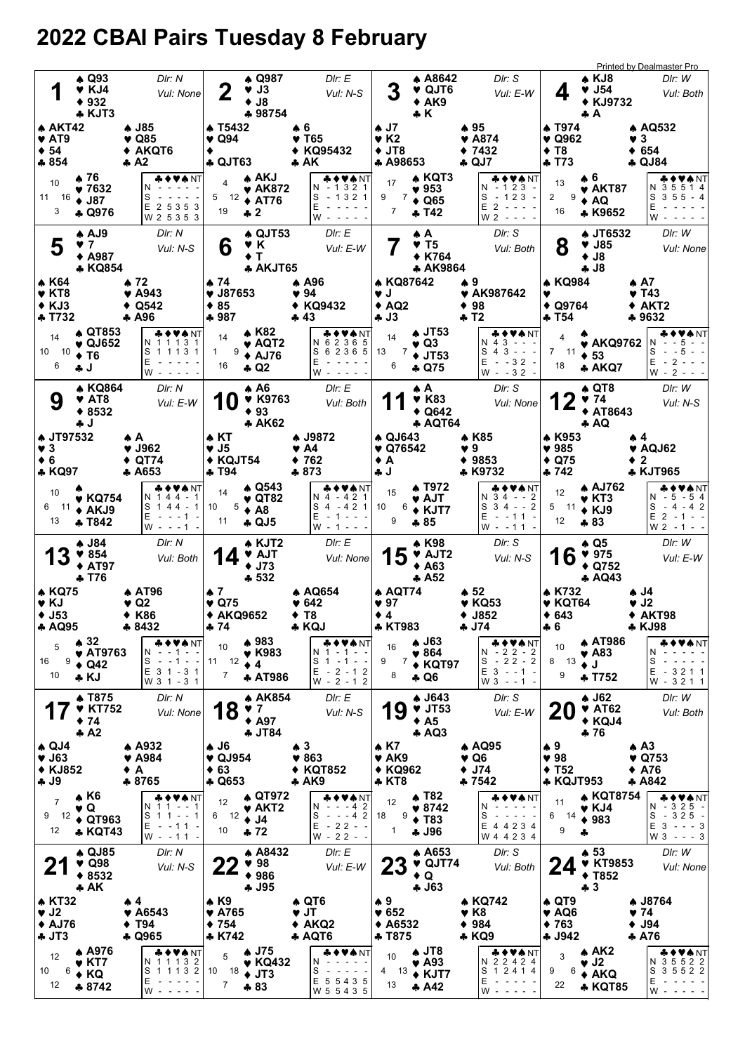# 2022 CBAI Pairs Tuesday 8 February

Printed by Dealmaster Pro

## Board 1
Dlr: N, Vul: None

| Seat | ♠ | ♥ | ♦ | ♣ | HCP |
|---|---|---|---|---|---|
| North | Q93 | KJ4 | 932 | KJT3 | 10 |
| West | AKT42 | AT9 | 54 | 854 | 11 |
| East | J85 | Q85 | AKQT6 | A2 | 16 |
| South | 76 | 7632 | J87 | Q976 | 3 |

| | ♣ | ♦ | ♥ | ♠ | NT |
|---|---|---|---|---|---|
| N | - | - | - | - | - |
| S | - | - | - | - | - |
| E | 2 | 5 | 3 | 5 | 3 |
| W | 2 | 5 | 3 | 5 | 3 |

## Board 2
Dlr: E, Vul: N-S

| Seat | ♠ | ♥ | ♦ | ♣ | HCP |
|---|---|---|---|---|---|
| North | Q987 | J3 | J8 | 98754 | 4 |
| West | T5432 | Q94 | — | QJT63 | 5 |
| East | 6 | T65 | KQ95432 | AK | 12 |
| South | AKJ | AK872 | AT76 | 2 | 19 |

| | ♣ | ♦ | ♥ | ♠ | NT |
|---|---|---|---|---|---|
| N | - | 1 | 3 | 2 | 1 |
| S | - | 1 | 3 | 2 | 1 |
| E | - | - | - | - | - |
| W | - | - | - | - | - |

## Board 3
Dlr: S, Vul: E-W

| Seat | ♠ | ♥ | ♦ | ♣ | HCP |
|---|---|---|---|---|---|
| North | A8642 | QJT6 | AK9 | K | 17 |
| West | J7 | K2 | JT8 | A98653 | 9 |
| East | 95 | A874 | 7432 | QJ7 | 7 |
| South | KQT3 | 953 | Q65 | T42 | 7 |

| | ♣ | ♦ | ♥ | ♠ | NT |
|---|---|---|---|---|---|
| N | - | 1 | 2 | 3 | - |
| S | - | 1 | 2 | 3 | - |
| E | 2 | - | - | - | - |
| W | 2 | - | - | - | - |

## Board 4
Dlr: W, Vul: Both

| Seat | ♠ | ♥ | ♦ | ♣ | HCP |
|---|---|---|---|---|---|
| North | KJ8 | J54 | KJ9732 | A | 13 |
| West | T974 | Q962 | T8 | T73 | 2 |
| East | AQ532 | 3 | 654 | QJ84 | 9 |
| South | 6 | AKT87 | AQ | K9652 | 16 |

| | ♣ | ♦ | ♥ | ♠ | NT |
|---|---|---|---|---|---|
| N | 3 | 5 | 5 | 1 | 4 |
| S | 3 | 5 | 5 | - | 4 |
| E | - | - | - | - | - |
| W | - | - | - | - | - |

## Board 5
Dlr: N, Vul: N-S

| Seat | ♠ | ♥ | ♦ | ♣ | HCP |
|---|---|---|---|---|---|
| North | AJ9 | 7 | A987 | KQ854 | 14 |
| West | K64 | KT8 | KJ3 | T732 | 10 |
| East | 72 | A943 | Q542 | A96 | 10 |
| South | QT853 | QJ652 | T6 | J | 6 |

| | ♣ | ♦ | ♥ | ♠ | NT |
|---|---|---|---|---|---|
| N | 1 | 1 | 1 | 3 | 1 |
| S | 1 | 1 | 1 | 3 | 1 |
| E | - | - | - | - | - |
| W | - | - | - | - | - |

## Board 6
Dlr: E, Vul: E-W

| Seat | ♠ | ♥ | ♦ | ♣ | HCP |
|---|---|---|---|---|---|
| North | QJT53 | K | T | AKJT65 | 14 |
| West | 74 | J87653 | 85 | 987 | 1 |
| East | A96 | 94 | KQ9432 | 43 | 9 |
| South | K82 | AQT2 | AJ76 | Q2 | 16 |

| | ♣ | ♦ | ♥ | ♠ | NT |
|---|---|---|---|---|---|
| N | 6 | 2 | 3 | 6 | 5 |
| S | 6 | 2 | 3 | 6 | 5 |
| E | - | - | - | - | - |
| W | - | - | - | - | - |

## Board 7
Dlr: S, Vul: Both

| Seat | ♠ | ♥ | ♦ | ♣ | HCP |
|---|---|---|---|---|---|
| North | A | T5 | K764 | AK9864 | 14 |
| West | KQ87642 | J | AQ2 | J3 | 13 |
| East | 9 | AK987642 | 98 | T2 | 7 |
| South | JT53 | Q3 | JT53 | Q75 | 6 |

| | ♣ | ♦ | ♥ | ♠ | NT |
|---|---|---|---|---|---|
| N | 4 | 3 | - | - | - |
| S | 4 | 3 | - | - | - |
| E | - | - | 3 | 2 | - |
| W | - | - | 3 | 2 | - |

## Board 8
Dlr: W, Vul: None

| Seat | ♠ | ♥ | ♦ | ♣ | HCP |
|---|---|---|---|---|---|
| North | JT6532 | J85 | J8 | J8 | 4 |
| West | KQ984 | — | Q9764 | T54 | 7 |
| East | A7 | T43 | AKT2 | 9632 | 11 |
| South | — | AKQ9762 | 53 | AKQ7 | 18 |

| | ♣ | ♦ | ♥ | ♠ | NT |
|---|---|---|---|---|---|
| N | - | - | 5 | - | - |
| S | - | - | 5 | - | - |
| E | - | 2 | - | - | - |
| W | - | 2 | - | - | - |

## Board 9
Dlr: N, Vul: E-W

| Seat | ♠ | ♥ | ♦ | ♣ | HCP |
|---|---|---|---|---|---|
| North | KQ864 | AT8 | 8532 | J | 10 |
| West | JT7532 | 3 | 6 | KQ97 | 6 |
| East | A | J962 | QT74 | A653 | 11 |
| South | — | KQ754 | AKJ9 | T842 | 13 |

| | ♣ | ♦ | ♥ | ♠ | NT |
|---|---|---|---|---|---|
| N | 1 | 4 | 4 | - | 1 |
| S | 1 | 4 | 4 | - | 1 |
| E | - | - | - | 1 | - |
| W | - | - | - | 1 | - |

## Board 10
Dlr: E, Vul: Both

| Seat | ♠ | ♥ | ♦ | ♣ | HCP |
|---|---|---|---|---|---|
| North | A6 | K9763 | 93 | AK62 | 14 |
| West | KT | J5 | KQJT54 | T94 | 10 |
| East | J9872 | A4 | 762 | 873 | 5 |
| South | Q543 | QT82 | A8 | QJ5 | 11 |

| | ♣ | ♦ | ♥ | ♠ | NT |
|---|---|---|---|---|---|
| N | 4 | - | 4 | 2 | 1 |
| S | 4 | - | 4 | 2 | 1 |
| E | - | 1 | - | - | - |
| W | - | 1 | - | - | - |

## Board 11
Dlr: S, Vul: None

| Seat | ♠ | ♥ | ♦ | ♣ | HCP |
|---|---|---|---|---|---|
| North | A | K83 | Q642 | AQT64 | 15 |
| West | QJ643 | Q76542 | A | J | 10 |
| East | K85 | 9 | 9853 | K9732 | 6 |
| South | T972 | AJT | KJT7 | 85 | 9 |

| | ♣ | ♦ | ♥ | ♠ | NT |
|---|---|---|---|---|---|
| N | 3 | 4 | - | - | 2 |
| S | 3 | 4 | - | - | 2 |
| E | - | - | 1 | 1 | - |
| W | - | - | 1 | 1 | - |

## Board 12
Dlr: W, Vul: N-S

| Seat | ♠ | ♥ | ♦ | ♣ | HCP |
|---|---|---|---|---|---|
| North | QT8 | 74 | AT8643 | AQ | 12 |
| West | K953 | 985 | Q75 | 742 | 5 |
| East | 4 | AQJ62 | 2 | KJT965 | 11 |
| South | AJ762 | KT3 | KJ9 | 83 | 12 |

| | ♣ | ♦ | ♥ | ♠ | NT |
|---|---|---|---|---|---|
| N | - | 5 | - | 5 | 4 |
| S | - | 4 | - | 4 | 2 |
| E | 2 | - | 1 | - | - |
| W | 2 | - | 1 | - | - |

## Board 13
Dlr: N, Vul: Both

| Seat | ♠ | ♥ | ♦ | ♣ | HCP |
|---|---|---|---|---|---|
| North | J84 | 854 | AT97 | T76 | 5 |
| West | KQ75 | KJ | J53 | AQ95 | 16 |
| East | AT96 | Q2 | K86 | 8432 | 9 |
| South | 32 | AT9763 | Q42 | KJ | 10 |

| | ♣ | ♦ | ♥ | ♠ | NT |
|---|---|---|---|---|---|
| N | - | - | 1 | - | - |
| S | - | - | 1 | - | - |
| E | 3 | 1 | - | 3 | 1 |
| W | 3 | 1 | - | 3 | 1 |

## Board 14
Dlr: E, Vul: None

| Seat | ♠ | ♥ | ♦ | ♣ | HCP |
|---|---|---|---|---|---|
| North | KJT2 | AJT | J73 | 532 | 10 |
| West | 7 | Q75 | AKQ9652 | 74 | 11 |
| East | AQ654 | 642 | T8 | KQJ | 12 |
| South | 983 | K983 | 4 | AT986 | 7 |

| | ♣ | ♦ | ♥ | ♠ | NT |
|---|---|---|---|---|---|
| N | 1 | - | 1 | - | - |
| S | 1 | - | 1 | - | - |
| E | - | 2 | - | 1 | 2 |
| W | - | 2 | - | 1 | 2 |

## Board 15
Dlr: S, Vul: N-S

| Seat | ♠ | ♥ | ♦ | ♣ | HCP |
|---|---|---|---|---|---|
| North | K98 | AJT2 | A63 | A52 | 16 |
| West | AQT74 | 97 | 4 | KT983 | 9 |
| East | 52 | KQ53 | J852 | J74 | 7 |
| South | J63 | 864 | KQT97 | Q6 | 8 |

| | ♣ | ♦ | ♥ | ♠ | NT |
|---|---|---|---|---|---|
| N | - | 2 | 2 | - | 2 |
| S | - | 2 | 2 | - | 2 |
| E | 3 | - | - | 1 | - |
| W | 3 | - | - | 1 | - |

## Board 16
Dlr: W, Vul: E-W

| Seat | ♠ | ♥ | ♦ | ♣ | HCP |
|---|---|---|---|---|---|
| North | Q5 | 975 | Q752 | AQ43 | 10 |
| West | K732 | KQT64 | 643 | 6 | 8 |
| East | J4 | J2 | AKT98 | KJ98 | 13 |
| South | AT986 | A83 | J | T752 | 9 |

| | ♣ | ♦ | ♥ | ♠ | NT |
|---|---|---|---|---|---|
| N | - | - | - | - | - |
| S | - | - | - | - | - |
| E | - | 3 | 2 | 1 | 1 |
| W | - | 3 | 2 | 1 | 1 |

## Board 17
Dlr: N, Vul: None

| Seat | ♠ | ♥ | ♦ | ♣ | HCP |
|---|---|---|---|---|---|
| North | T875 | KT752 | 74 | A2 | 7 |
| West | QJ4 | J63 | KJ852 | J9 | 9 |
| East | A932 | A984 | A | 8765 | 12 |
| South | K6 | Q | QT963 | KQT43 | 12 |

| | ♣ | ♦ | ♥ | ♠ | NT |
|---|---|---|---|---|---|
| N | 1 | 1 | - | - | 1 |
| S | 1 | 1 | - | - | 1 |
| E | - | - | 1 | 1 | - |
| W | - | - | 1 | 1 | - |

## Board 18
Dlr: E, Vul: N-S

| Seat | ♠ | ♥ | ♦ | ♣ | HCP |
|---|---|---|---|---|---|
| North | AK854 | 7 | A97 | JT84 | 12 |
| West | J6 | QJ954 | 63 | Q653 | 6 |
| East | 3 | 863 | KQT852 | AK9 | 12 |
| South | QT972 | AKT2 | J4 | 72 | 10 |

| | ♣ | ♦ | ♥ | ♠ | NT |
|---|---|---|---|---|---|
| N | - | - | - | 4 | 2 |
| S | - | - | - | 4 | 2 |
| E | - | 2 | 2 | - | - |
| W | - | 2 | 2 | - | - |

## Board 19
Dlr: S, Vul: E-W

| Seat | ♠ | ♥ | ♦ | ♣ | HCP |
|---|---|---|---|---|---|
| North | J643 | JT53 | A5 | AQ3 | 12 |
| West | K7 | AK9 | KQ962 | KT8 | 18 |
| East | AQ95 | Q6 | J74 | 7542 | 9 |
| South | T82 | 8742 | T83 | J96 | 1 |

| | ♣ | ♦ | ♥ | ♠ | NT |
|---|---|---|---|---|---|
| N | - | - | - | - | - |
| S | - | - | - | - | - |
| E | 4 | 4 | 2 | 3 | 4 |
| W | 4 | 4 | 2 | 3 | 4 |

## Board 20
Dlr: W, Vul: Both

| Seat | ♠ | ♥ | ♦ | ♣ | HCP |
|---|---|---|---|---|---|
| North | J62 | AT62 | KQJ4 | 76 | 11 |
| West | 9 | 98 | T52 | KQJT953 | 6 |
| East | A3 | Q753 | A76 | A842 | 14 |
| South | KQT8754 | KJ4 | 983 | — | 9 |

| | ♣ | ♦ | ♥ | ♠ | NT |
|---|---|---|---|---|---|
| N | - | 3 | 2 | 5 | - |
| S | - | 3 | 2 | 5 | - |
| E | 3 | - | - | - | 3 |
| W | 3 | - | - | - | 3 |

## Board 21
Dlr: N, Vul: N-S

| Seat | ♠ | ♥ | ♦ | ♣ | HCP |
|---|---|---|---|---|---|
| North | QJ85 | Q98 | 8532 | AK | 12 |
| West | KT32 | J2 | AJ76 | JT3 | 10 |
| East | 4 | A6543 | T94 | Q965 | 6 |
| South | A976 | KT7 | KQ | 8742 | 12 |

| | ♣ | ♦ | ♥ | ♠ | NT |
|---|---|---|---|---|---|
| N | 1 | 1 | 1 | 3 | 2 |
| S | 1 | 1 | 1 | 3 | 2 |
| E | - | - | - | - | - |
| W | - | - | - | - | - |

## Board 22
Dlr: E, Vul: E-W

| Seat | ♠ | ♥ | ♦ | ♣ | HCP |
|---|---|---|---|---|---|
| North | A8432 | 98 | 986 | J95 | 5 |
| West | K9 | A765 | 754 | K742 | 10 |
| East | QT6 | JT | AKQ2 | AQT6 | 18 |
| South | J75 | KQ432 | JT3 | 83 | 7 |

| | ♣ | ♦ | ♥ | ♠ | NT |
|---|---|---|---|---|---|
| N | - | - | - | - | - |
| S | - | - | - | - | - |
| E | 5 | 5 | 4 | 3 | 5 |
| W | 5 | 5 | 4 | 3 | 5 |

## Board 23
Dlr: S, Vul: Both

| Seat | ♠ | ♥ | ♦ | ♣ | HCP |
|---|---|---|---|---|---|
| North | A653 | QJT74 | Q | J63 | 10 |
| West | 9 | 652 | A6532 | T875 | 4 |
| East | KQ742 | K8 | 984 | KQ9 | 13 |
| South | JT8 | A93 | KJT7 | A42 | 13 |

| | ♣ | ♦ | ♥ | ♠ | NT |
|---|---|---|---|---|---|
| N | 2 | 2 | 4 | 2 | 4 |
| S | 1 | 2 | 4 | 1 | 4 |
| E | - | - | - | - | - |
| W | - | - | - | - | - |

## Board 24
Dlr: W, Vul: None

| Seat | ♠ | ♥ | ♦ | ♣ | HCP |
|---|---|---|---|---|---|
| North | 53 | KT9853 | T852 | 3 | 3 |
| West | QT9 | AQ6 | 763 | J942 | 9 |
| East | J8764 | 74 | J94 | A76 | 6 |
| South | AK2 | J2 | AKQ | KQT85 | 22 |

| | ♣ | ♦ | ♥ | ♠ | NT |
|---|---|---|---|---|---|
| N | 3 | 5 | 5 | 2 | 2 |
| S | 3 | 5 | 5 | 2 | 2 |
| E | - | - | - | - | - |
| W | - | - | - | - | - |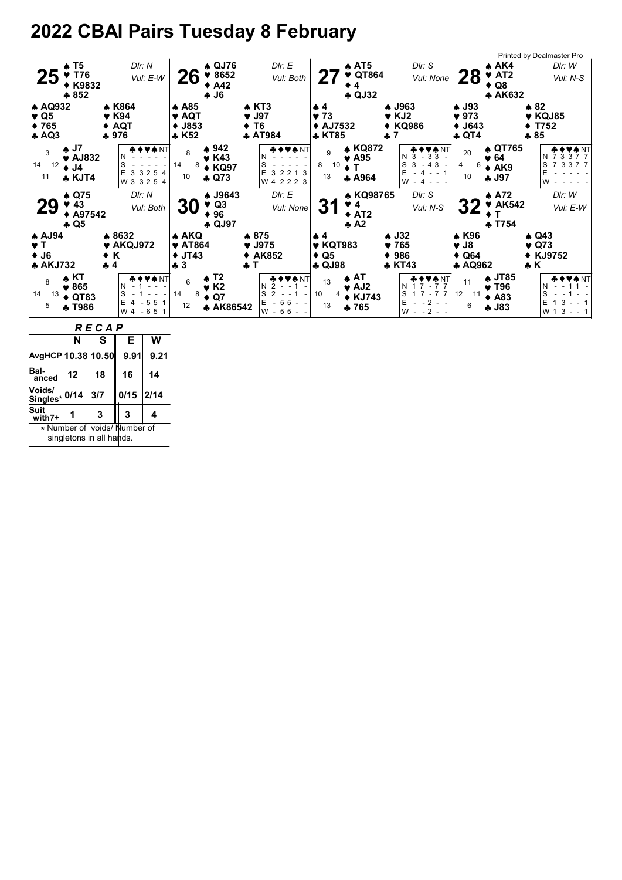# 2022 CBAI Pairs Tuesday 8 February

Printed by Dealmaster Pro

## Board 25

Dlr: N — Vul: E-W

North: ♠ T5 ♥ T76 ♦ K9832 ♣ 852

West: ♠ AQ932 ♥ Q5 ♦ 765 ♣ AQ3

East: ♠ K864 ♥ K94 ♦ AQT ♣ 976

South: ♠ J7 ♥ AJ832 ♦ J4 ♣ KJT4

HCP: N 3, E 12, S 11, W 14

| | ♣ | ♦ | ♥ | ♠ | NT |
|---|---|---|---|---|---|
| N | - | - | - | - | - |
| S | - | - | - | - | - |
| E | 3 | 3 | 2 | 5 | 4 |
| W | 3 | 3 | 2 | 5 | 4 |

## Board 26

Dlr: E — Vul: Both

North: ♠ QJ76 ♥ 8652 ♦ A42 ♣ J6

West: ♠ A85 ♥ AQT ♦ J853 ♣ K52

East: ♠ KT3 ♥ J97 ♦ T6 ♣ AT984

South: ♠ 942 ♥ K43 ♦ KQ97 ♣ Q73

HCP: N 8, E 8, S 10, W 14

| | ♣ | ♦ | ♥ | ♠ | NT |
|---|---|---|---|---|---|
| N | - | - | - | - | - |
| S | - | - | - | - | - |
| E | 3 | 2 | 2 | 1 | 3 |
| W | 4 | 2 | 2 | 2 | 3 |

## Board 27

Dlr: S — Vul: None

North: ♠ AT5 ♥ QT864 ♦ 4 ♣ QJ32

West: ♠ 4 ♥ 73 ♦ AJ7532 ♣ KT85

East: ♠ J963 ♥ KJ2 ♦ KQ986 ♣ 7

South: ♠ KQ872 ♥ A95 ♦ T ♣ A964

HCP: N 9, E 10, S 13, W 8

| | ♣ | ♦ | ♥ | ♠ | NT |
|---|---|---|---|---|---|
| N | 3 | - | 3 | 3 | - |
| S | 3 | - | 4 | 3 | - |
| E | - | 4 | - | - | 1 |
| W | - | 4 | - | - | - |

## Board 28

Dlr: W — Vul: N-S

North: ♠ AK4 ♥ AT2 ♦ Q8 ♣ AK632

West: ♠ J93 ♥ 973 ♦ J643 ♣ QT4

East: ♠ 82 ♥ KQJ85 ♦ T752 ♣ 85

South: ♠ QT765 ♥ 64 ♦ AK9 ♣ J97

HCP: N 20, E 6, S 10, W 4

| | ♣ | ♦ | ♥ | ♠ | NT |
|---|---|---|---|---|---|
| N | 7 | 3 | 3 | 7 | 7 |
| S | 7 | 3 | 3 | 7 | 7 |
| E | - | - | - | - | - |
| W | - | - | - | - | - |

## Board 29

Dlr: N — Vul: Both

North: ♠ Q75 ♥ 43 ♦ A97542 ♣ Q5

West: ♠ AJ94 ♥ T ♦ J6 ♣ AKJ732

East: ♠ 8632 ♥ AKQJ972 ♦ K ♣ 4

South: ♠ KT ♥ 865 ♦ QT83 ♣ T986

HCP: N 8, E 13, S 5, W 14

| | ♣ | ♦ | ♥ | ♠ | NT |
|---|---|---|---|---|---|
| N | - | 1 | - | - | - |
| S | - | 1 | - | - | - |
| E | 4 | - | 5 | 5 | 1 |
| W | 4 | - | 6 | 5 | 1 |

## Board 30

Dlr: E — Vul: None

North: ♠ J9643 ♥ Q3 ♦ 96 ♣ QJ97

West: ♠ AKQ ♥ AT864 ♦ JT43 ♣ 3

East: ♠ 875 ♥ J975 ♦ AK852 ♣ T

South: ♠ T2 ♥ K2 ♦ Q7 ♣ AK86542

HCP: N 6, E 8, S 12, W 14

| | ♣ | ♦ | ♥ | ♠ | NT |
|---|---|---|---|---|---|
| N | 2 | - | - | 1 | - |
| S | 2 | - | - | 1 | - |
| E | - | 5 | 5 | - | - |
| W | - | 5 | 5 | - | - |

## Board 31

Dlr: S — Vul: N-S

North: ♠ KQ98765 ♥ 4 ♦ AT2 ♣ A2

West: ♠ 4 ♥ KQT983 ♦ Q5 ♣ QJ98

East: ♠ J32 ♥ 765 ♦ 986 ♣ KT43

South: ♠ AT ♥ AJ2 ♦ KJ743 ♣ 765

HCP: N 13, E 4, S 13, W 10

| | ♣ | ♦ | ♥ | ♠ | NT |
|---|---|---|---|---|---|
| N | 1 | 7 | - | 7 | 7 |
| S | 1 | 7 | - | 7 | 7 |
| E | - | - | 2 | - | - |
| W | - | - | 2 | - | - |

## Board 32

Dlr: W — Vul: E-W

North: ♠ A72 ♥ AK542 ♦ T ♣ T754

West: ♠ K96 ♥ J8 ♦ Q64 ♣ AQ962

East: ♠ Q43 ♥ Q73 ♦ KJ9752 ♣ K

South: ♠ JT85 ♥ T96 ♦ A83 ♣ J83

HCP: N 11, E 11, S 6, W 12

| | ♣ | ♦ | ♥ | ♠ | NT |
|---|---|---|---|---|---|
| N | - | - | 1 | 1 | - |
| S | - | - | 1 | - | - |
| E | 1 | 3 | - | - | 1 |
| W | 1 | 3 | - | - | 1 |

## RECAP

| | N | S | E | W |
|---|---|---|---|---|
| AvgHCP | 10.38 | 10.50 | 9.91 | 9.21 |
| Balanced | 12 | 18 | 16 | 14 |
| Voids/ Singles* | 0/14 | 3/7 | 0/15 | 2/14 |
| Suit with7+ | 1 | 3 | 3 | 4 |

\* Number of voids/ Number of singletons in all hands.